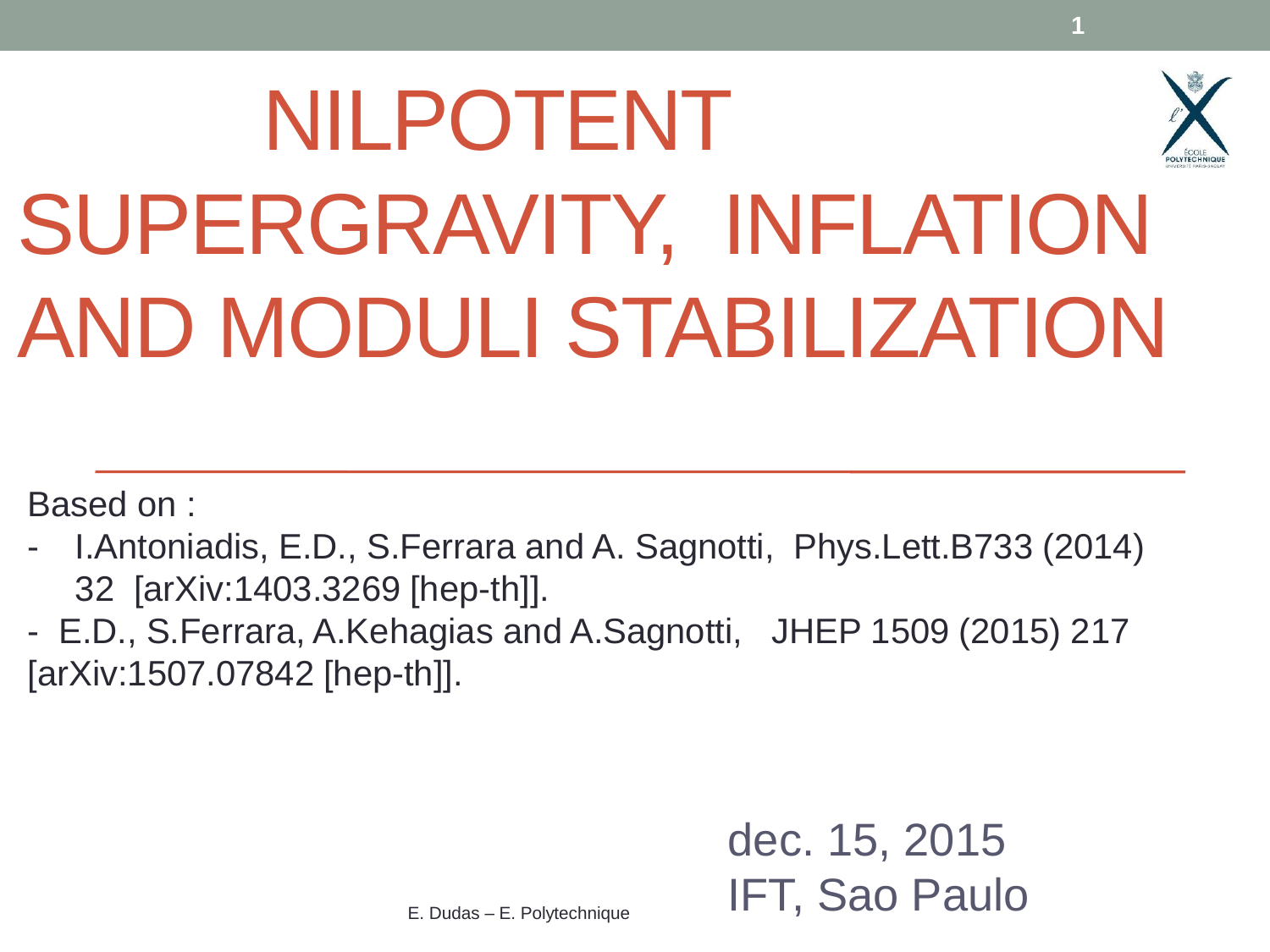# NILPOTENT SUPERGRAVITY, INFLATION AND MODULI STABILIZATION

Based on :

- I.Antoniadis, E.D., S.Ferrara and A. Sagnotti, Phys.Lett.B733 (2014) 32 [arXiv:1403.3269 [hep-th]].
- E.D., S.Ferrara, A.Kehagias and A.Sagnotti, JHEP 1509 (2015) 217 [arXiv:1507.07842 [hep-th]].

dec. 15, 2015
IFT, Sao Paulo

E. Dudas – E. Polytechnique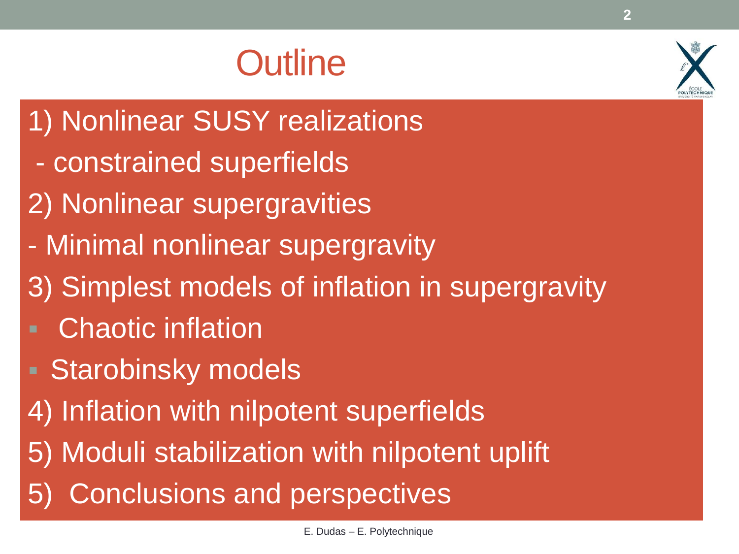# Outline

1) Nonlinear SUSY realizations
 - constrained superfields
2) Nonlinear supergravities
- Minimal nonlinear supergravity
3) Simplest models of inflation in supergravity
- Chaotic inflation
- Starobinsky models
4) Inflation with nilpotent superfields
5) Moduli stabilization with nilpotent uplift
5) Conclusions and perspectives

E. Dudas – E. Polytechnique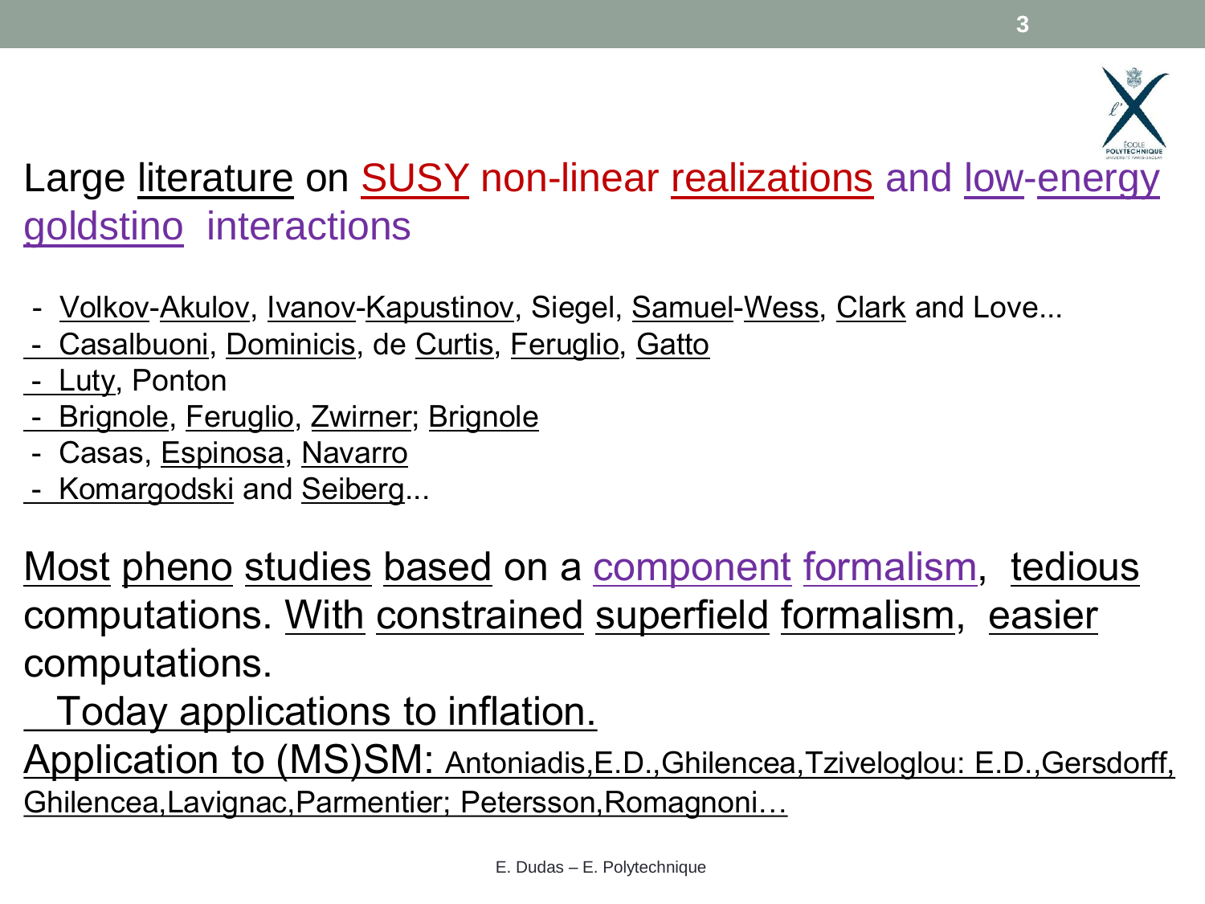## Large literature on SUSY non-linear realizations and low-energy goldstino interactions

- Volkov-Akulov, Ivanov-Kapustinov, Siegel, Samuel-Wess, Clark and Love...
- Casalbuoni, Dominicis, de Curtis, Feruglio, Gatto
- Luty, Ponton
- Brignole, Feruglio, Zwirner; Brignole
- Casas, Espinosa, Navarro
- Komargodski and Seiberg...

Most pheno studies based on a component formalism, tedious computations. With constrained superfield formalism, easier computations.

Today applications to inflation.

Application to (MS)SM: Antoniadis,E.D.,Ghilencea,Tziveloglou: E.D.,Gersdorff, Ghilencea,Lavignac,Parmentier; Petersson,Romagnoni…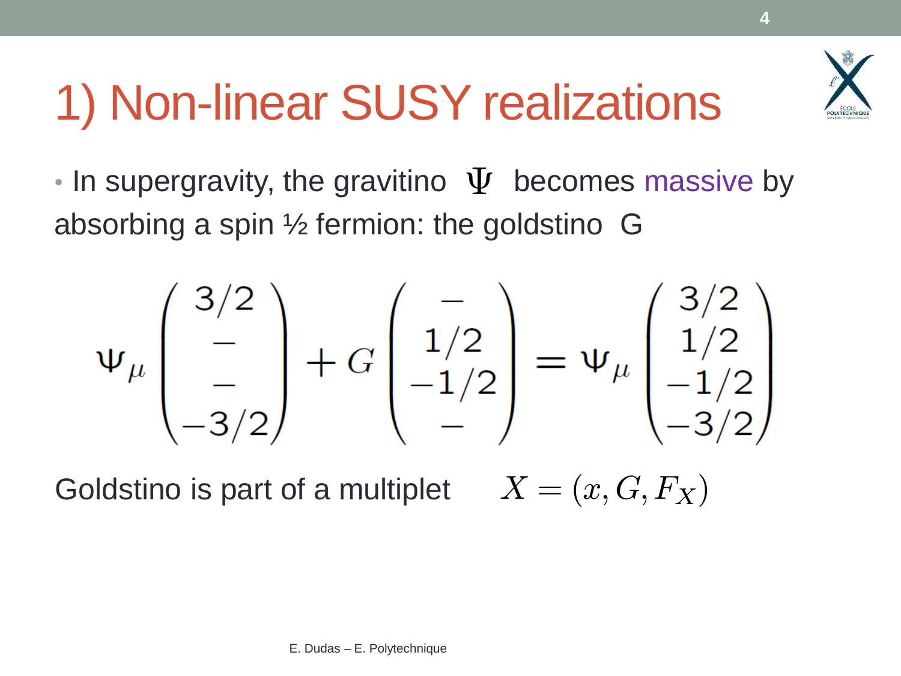# 1) Non-linear SUSY realizations

- In supergravity, the gravitino $\Psi$ becomes massive by absorbing a spin ½ fermion: the goldstino G

$$\Psi_\mu \begin{pmatrix} 3/2 \\ - \\ - \\ -3/2 \end{pmatrix} + G \begin{pmatrix} - \\ 1/2 \\ -1/2 \\ - \end{pmatrix} = \Psi_\mu \begin{pmatrix} 3/2 \\ 1/2 \\ -1/2 \\ -3/2 \end{pmatrix}$$

Goldstino is part of a multiplet $X = (x, G, F_X)$

E. Dudas – E. Polytechnique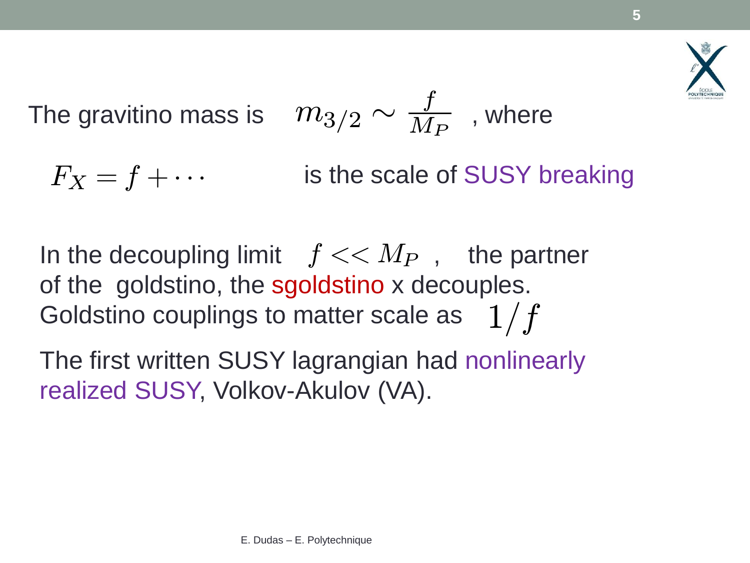The gravitino mass is $m_{3/2} \sim \frac{f}{M_P}$ , where

$F_X = f + \cdots$ is the scale of SUSY breaking

In the decoupling limit $f << M_P$ , the partner of the goldstino, the sgoldstino x decouples. Goldstino couplings to matter scale as $1/f$

The first written SUSY lagrangian had nonlinearly realized SUSY, Volkov-Akulov (VA).

E. Dudas – E. Polytechnique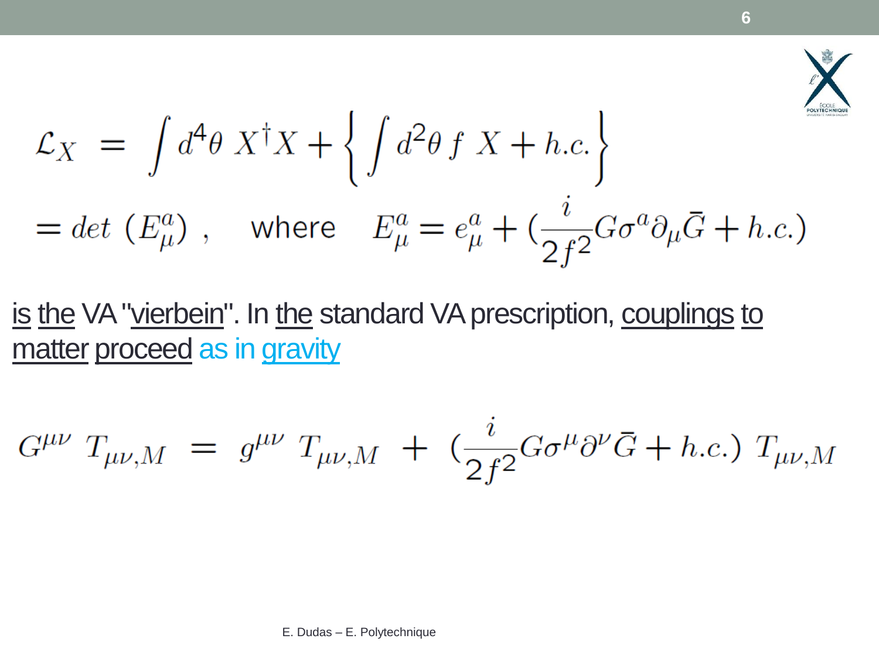$$\mathcal{L}_X = \int d^4\theta \; X^\dagger X + \left\{ \int d^2\theta \, f \; X + h.c. \right\}$$

$$= det \; (E_\mu^a) \; , \quad \text{where} \quad E_\mu^a = e_\mu^a + (\frac{i}{2f^2} G \sigma^a \partial_\mu \bar{G} + h.c.)$$

is the VA "vierbein". In the standard VA prescription, couplings to matter proceed as in gravity

$$G^{\mu\nu} \; T_{\mu\nu,M} \; = \; g^{\mu\nu} \; T_{\mu\nu,M} \; + \; (\frac{i}{2f^2} G \sigma^\mu \partial^\nu \bar{G} + h.c.) \; T_{\mu\nu,M}$$

E. Dudas – E. Polytechnique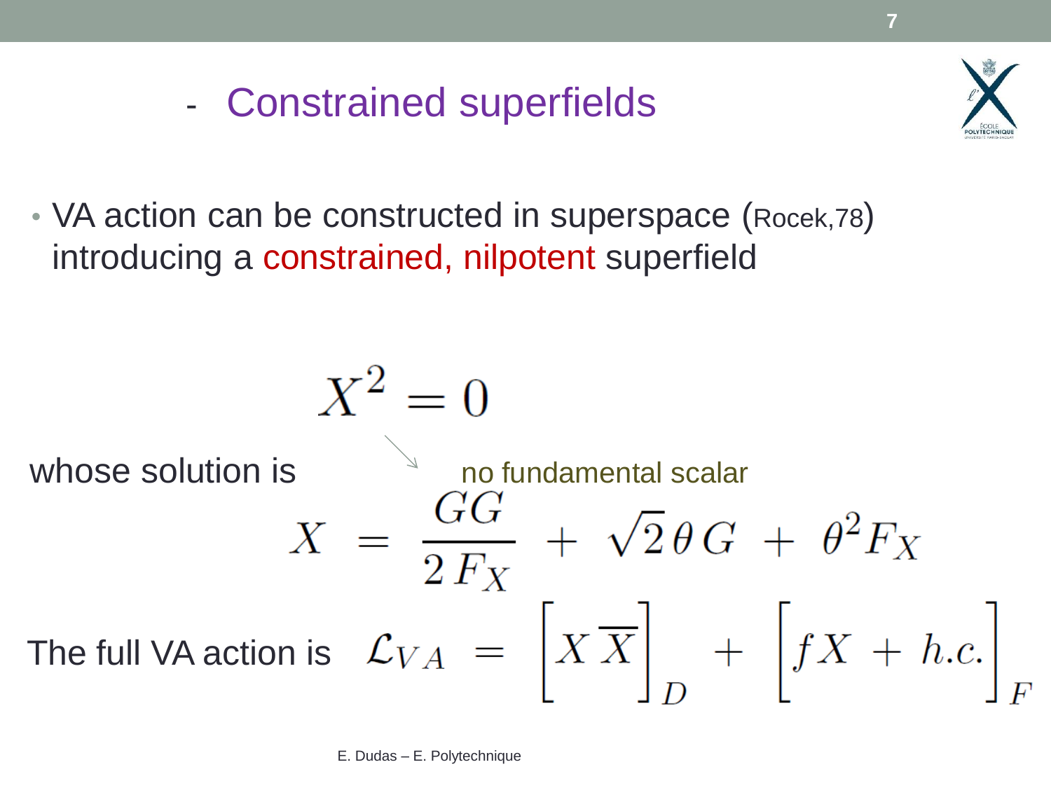## - Constrained superfields

- VA action can be constructed in superspace (Rocek,78) introducing a constrained, nilpotent superfield

$$X^2 = 0$$

whose solution is — no fundamental scalar

$$X = \frac{GG}{2F_X} + \sqrt{2}\,\theta G + \theta^2 F_X$$

The full VA action is

$$\mathcal{L}_{VA} = \Big[ X \overline{X} \Big]_D + \Big[ f X + h.c. \Big]_F$$

E. Dudas – E. Polytechnique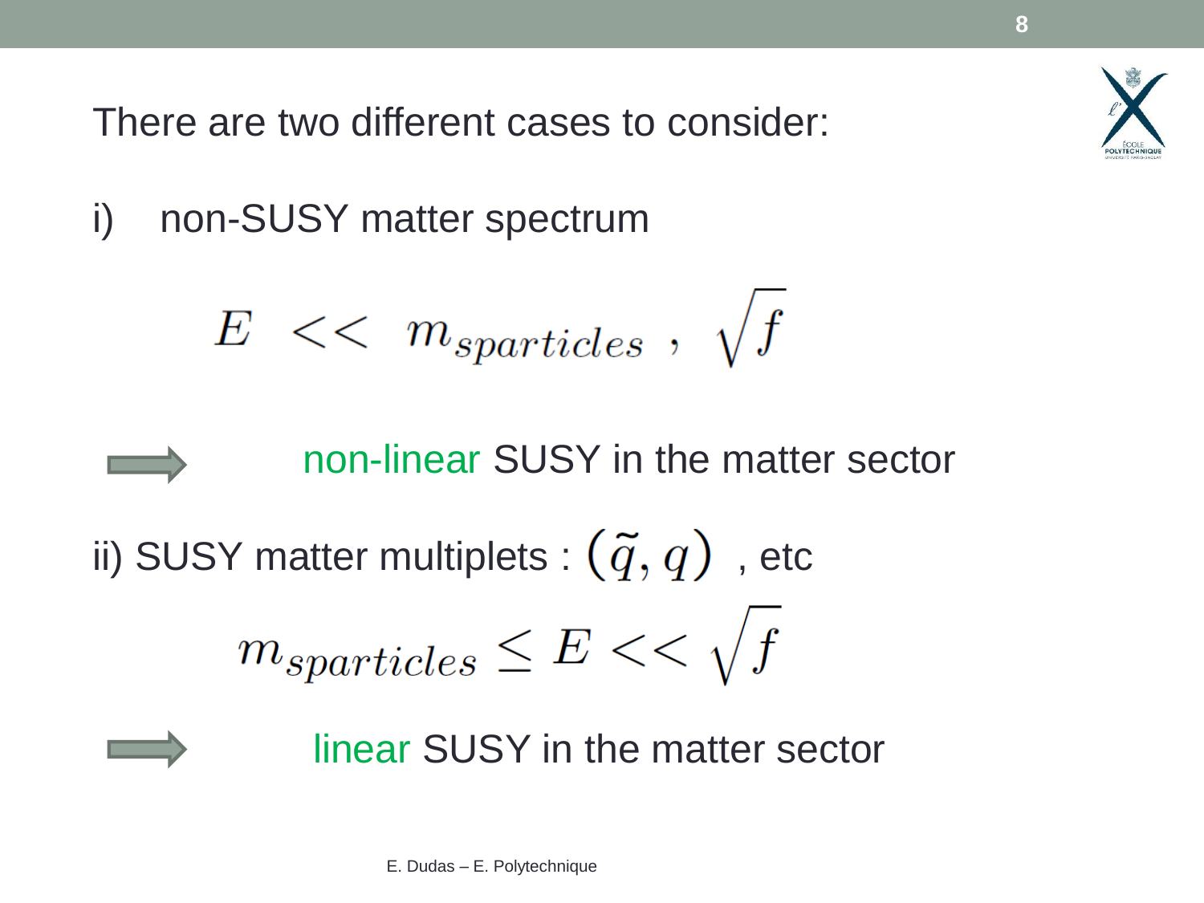There are two different cases to consider:

i) non-SUSY matter spectrum

$$E \;<<\; m_{sparticles} \;,\; \sqrt{f}$$

⟹ non-linear SUSY in the matter sector

ii) SUSY matter multiplets : $(\tilde{q}, q)$ , etc

$$m_{sparticles} \leq E << \sqrt{f}$$

⟹ linear SUSY in the matter sector

E. Dudas – E. Polytechnique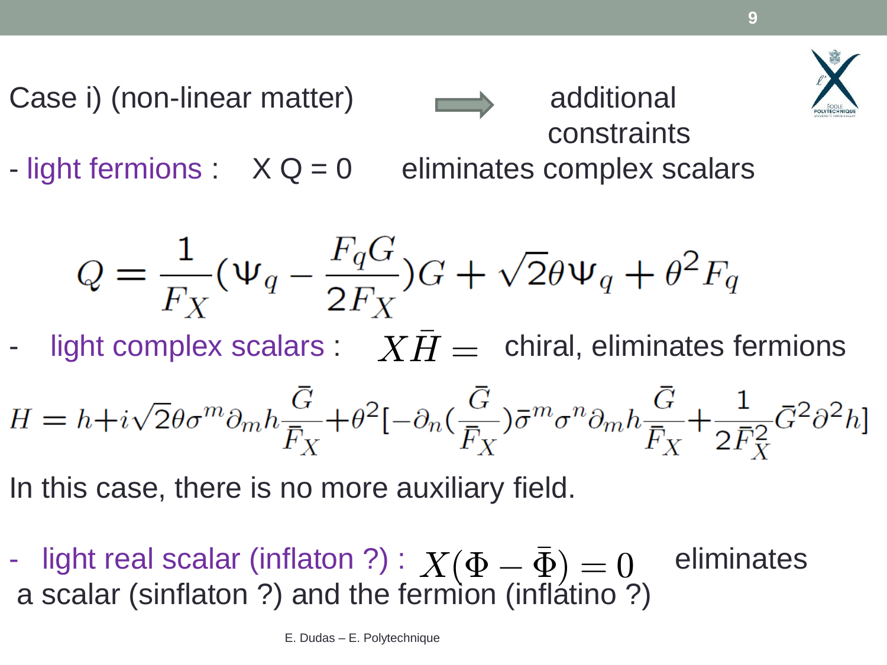Case i) (non-linear matter) $\Rightarrow$ additional constraints

- light fermions : X Q = 0 eliminates complex scalars

$$Q = \frac{1}{F_X}(\Psi_q - \frac{F_q G}{2F_X})G + \sqrt{2}\theta\Psi_q + \theta^2 F_q$$

- light complex scalars : $X\bar{H} =$ chiral, eliminates fermions

$$H = h + i\sqrt{2}\theta\sigma^m\partial_m h\frac{\bar{G}}{\bar{F}_X} + \theta^2[-\partial_n(\frac{\bar{G}}{\bar{F}_X})\bar{\sigma}^m\sigma^n\partial_m h\frac{\bar{G}}{\bar{F}_X} + \frac{1}{2\bar{F}_X^2}\bar{G}^2\partial^2 h]$$

In this case, there is no more auxiliary field.

- light real scalar (inflaton ?) : $X(\Phi - \bar{\Phi}) = 0$ eliminates a scalar (sinflaton ?) and the fermion (inflatino ?)

E. Dudas – E. Polytechnique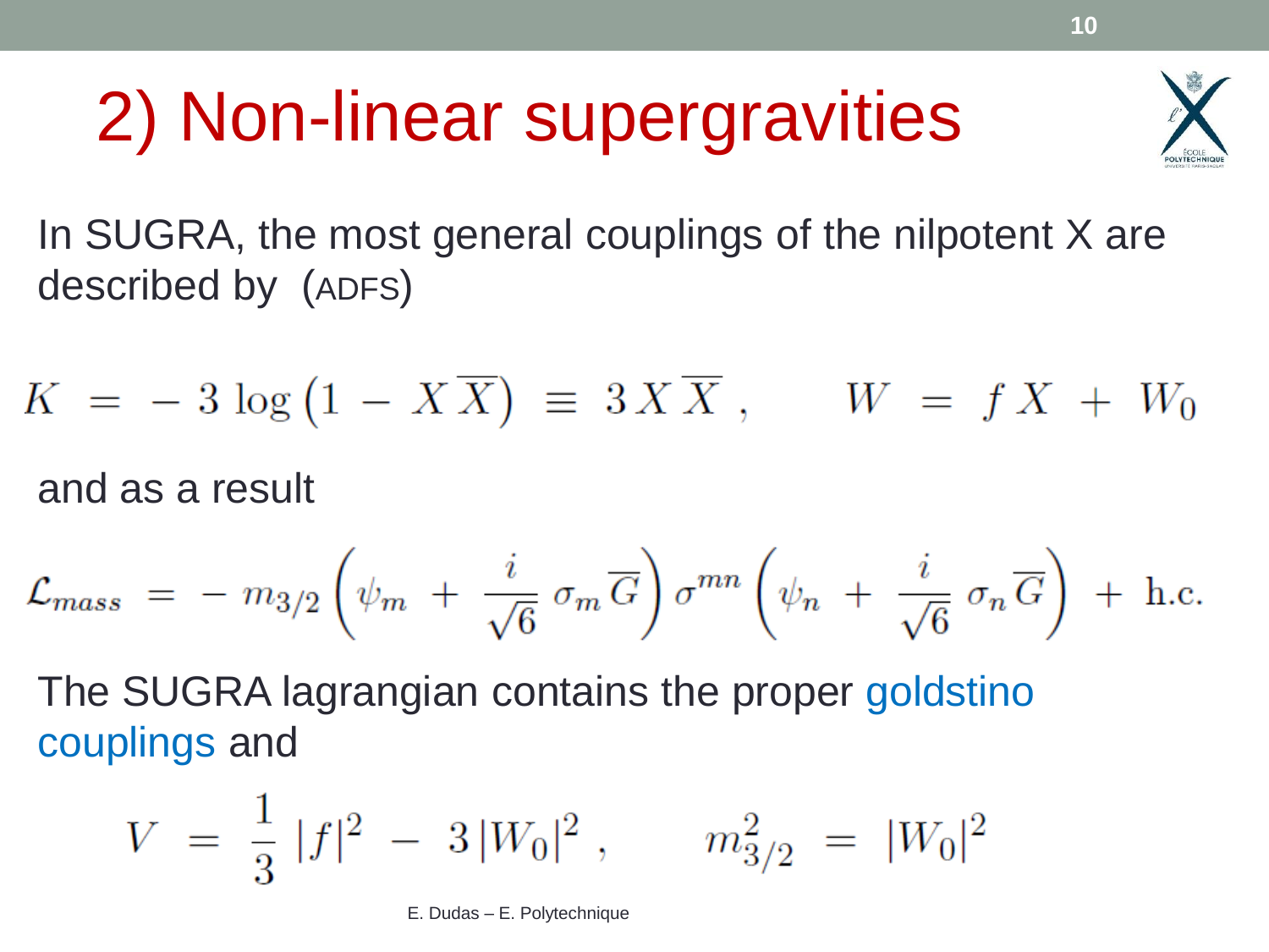# 2) Non-linear supergravities

In SUGRA, the most general couplings of the nilpotent X are described by (ADFS)

$$K \; = \; - \, 3 \, \log \left(1 \, - \, X \, \overline{X}\right) \; \equiv \; 3 \, X \, \overline{X} \; , \qquad W \; = \; f \, X \; + \; W_0$$

and as a result

$$\mathcal{L}_{mass} \; = \; - \, m_{3/2} \left( \psi_m \; + \; \frac{i}{\sqrt{6}} \, \sigma_m \, \overline{G} \right) \sigma^{mn} \left( \psi_n \; + \; \frac{i}{\sqrt{6}} \, \sigma_n \, \overline{G} \right) \; + \; \text{h.c.}$$

The SUGRA lagrangian contains the proper goldstino couplings and

$$V \; = \; \frac{1}{3} \, |f|^2 \; - \; 3 \, |W_0|^2 \; , \qquad m_{3/2}^2 \; = \; |W_0|^2$$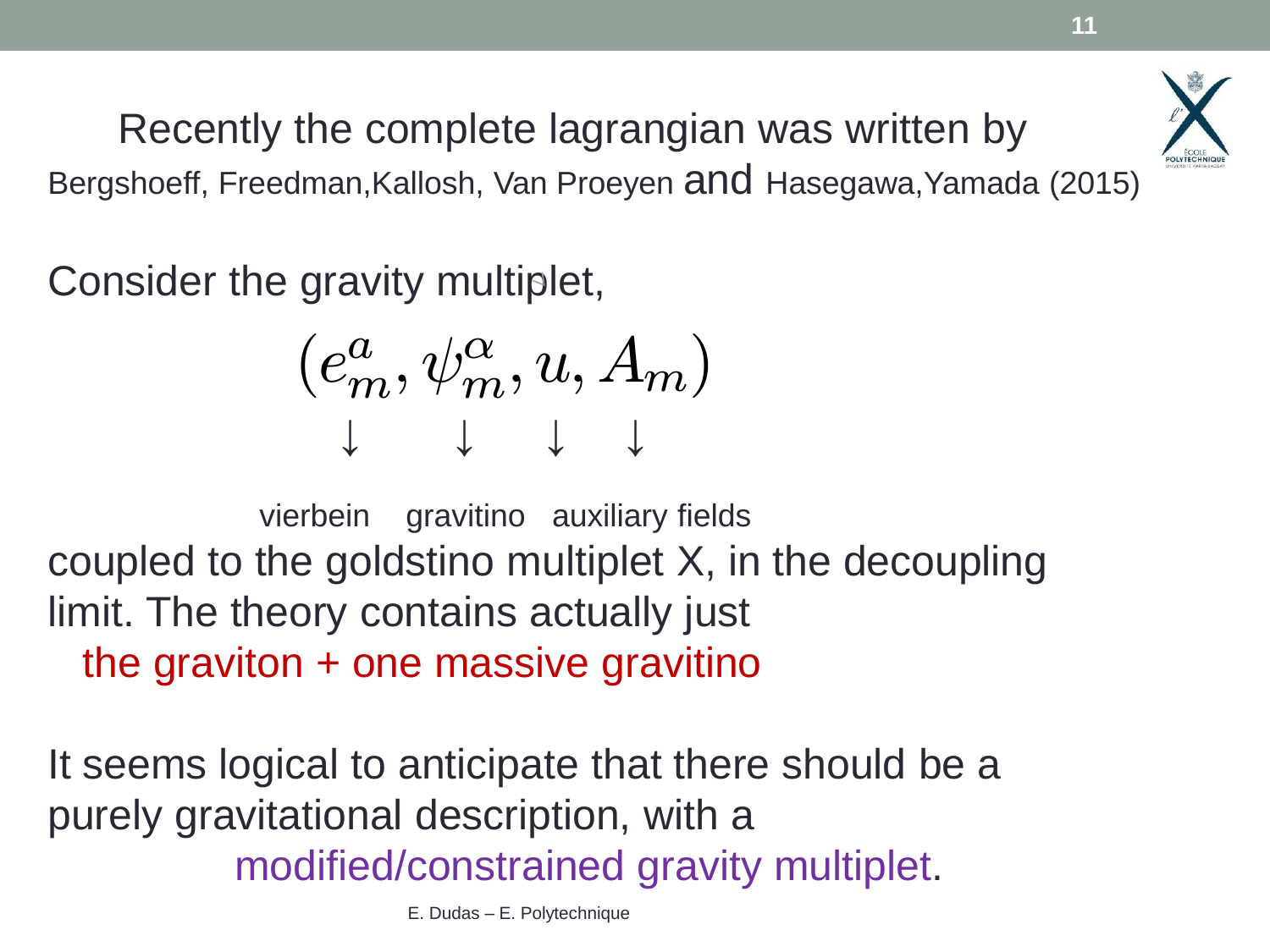Recently the complete lagrangian was written by Bergshoeff, Freedman, Kallosh, Van Proeyen and Hasegawa, Yamada (2015)

Consider the gravity multiplet,

$$(e_m^a, \psi_m^\alpha, u, A_m)$$

$$\downarrow \quad \downarrow \quad \downarrow \quad \downarrow$$

vierbein gravitino auxiliary fields

coupled to the goldstino multiplet X, in the decoupling limit. The theory contains actually just

the graviton + one massive gravitino

It seems logical to anticipate that there should be a purely gravitational description, with a

modified/constrained gravity multiplet.

E. Dudas – E. Polytechnique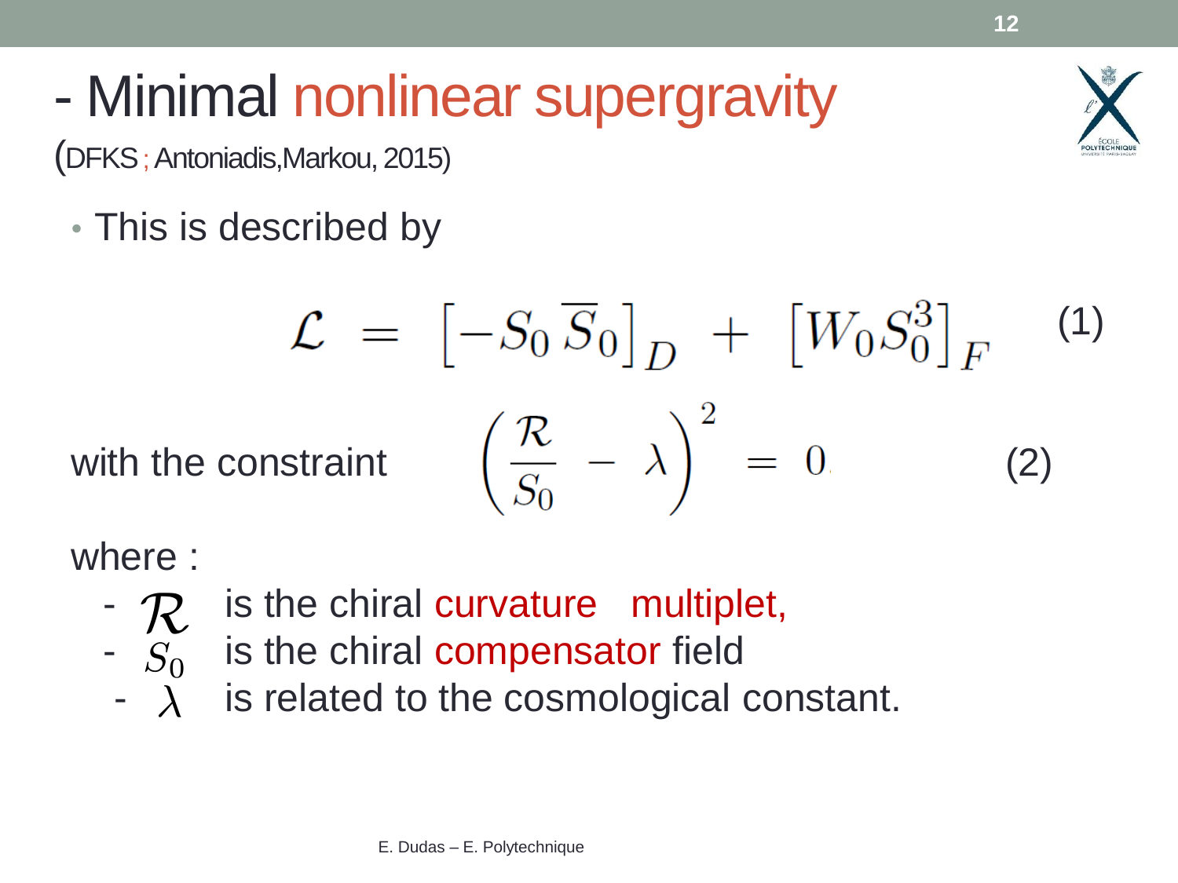# - Minimal nonlinear supergravity

(DFKS ; Antoniadis,Markou, 2015)

- This is described by

$$\mathcal{L} \;=\; \left[-S_0\,\overline{S}_0\right]_D \;+\; \left[W_0 S_0^3\right]_F \qquad (1)$$

with the constraint

$$\left(\frac{\mathcal{R}}{S_0} \;-\; \lambda\right)^2 \;=\; 0 \qquad (2)$$

where :

- $\mathcal{R}$ is the chiral curvature multiplet,
- $S_0$ is the chiral compensator field
- $\lambda$ is related to the cosmological constant.

E. Dudas – E. Polytechnique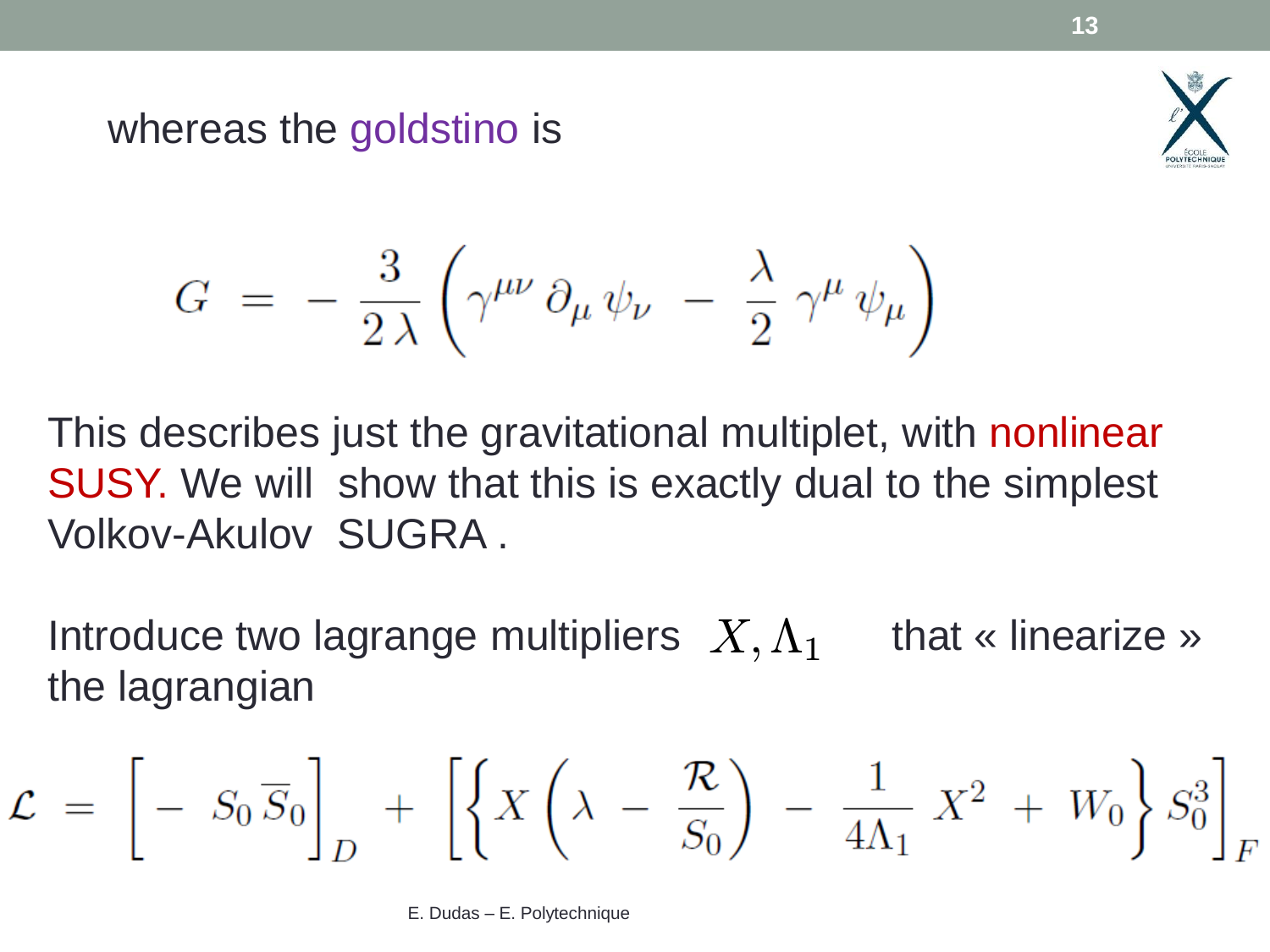whereas the goldstino is

$$G \;=\; -\,\frac{3}{2\,\lambda}\left(\gamma^{\mu\nu}\,\partial_\mu\,\psi_\nu \;-\; \frac{\lambda}{2}\,\gamma^\mu\,\psi_\mu\right)$$

This describes just the gravitational multiplet, with nonlinear SUSY. We will show that this is exactly dual to the simplest Volkov-Akulov SUGRA .

Introduce two lagrange multipliers $X, \Lambda_1$ that « linearize » the lagrangian

$$\mathcal{L} \;=\; \Big[-\;S_0\,\overline{S}_0\Big]_D \;+\; \left[\left\{X\left(\lambda \;-\; \frac{\mathcal{R}}{S_0}\right) \;-\; \frac{1}{4\Lambda_1}\,X^2 \;+\; W_0\right\}S_0^3\right]_F$$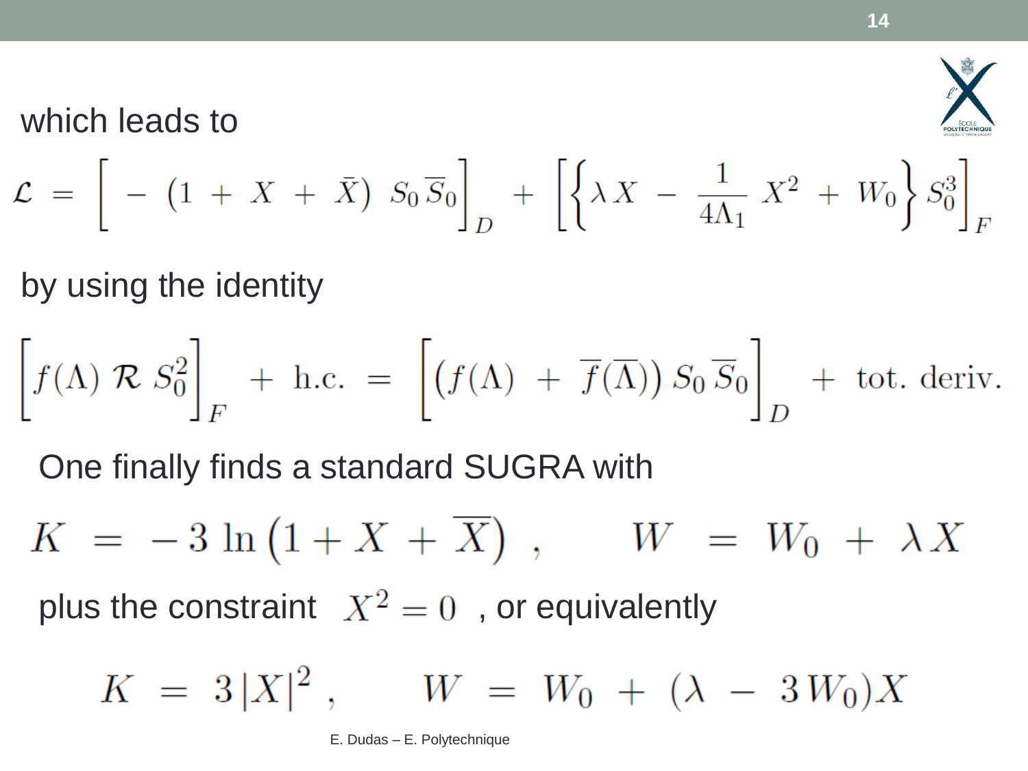which leads to

$$\mathcal{L} = \Big[ - \left(1 + X + \bar{X}\right) S_0 \overline{S}_0 \Big]_D + \Big[ \Big\{ \lambda X - \frac{1}{4\Lambda_1} X^2 + W_0 \Big\} S_0^3 \Big]_F$$

by using the identity

$$\Big[ f(\Lambda) \, \mathcal{R} \, S_0^2 \Big]_F + \text{h.c.} = \Big[ \left( f(\Lambda) + \overline{f}(\overline{\Lambda}) \right) S_0 \overline{S}_0 \Big]_D + \text{tot. deriv.}$$

One finally finds a standard SUGRA with

$$K = -3 \ln \left(1 + X + \overline{X}\right) , \qquad W = W_0 + \lambda X$$

plus the constraint $X^2 = 0$ , or equivalently

$$K = 3|X|^2 , \qquad W = W_0 + (\lambda - 3W_0) X$$

E. Dudas – E. Polytechnique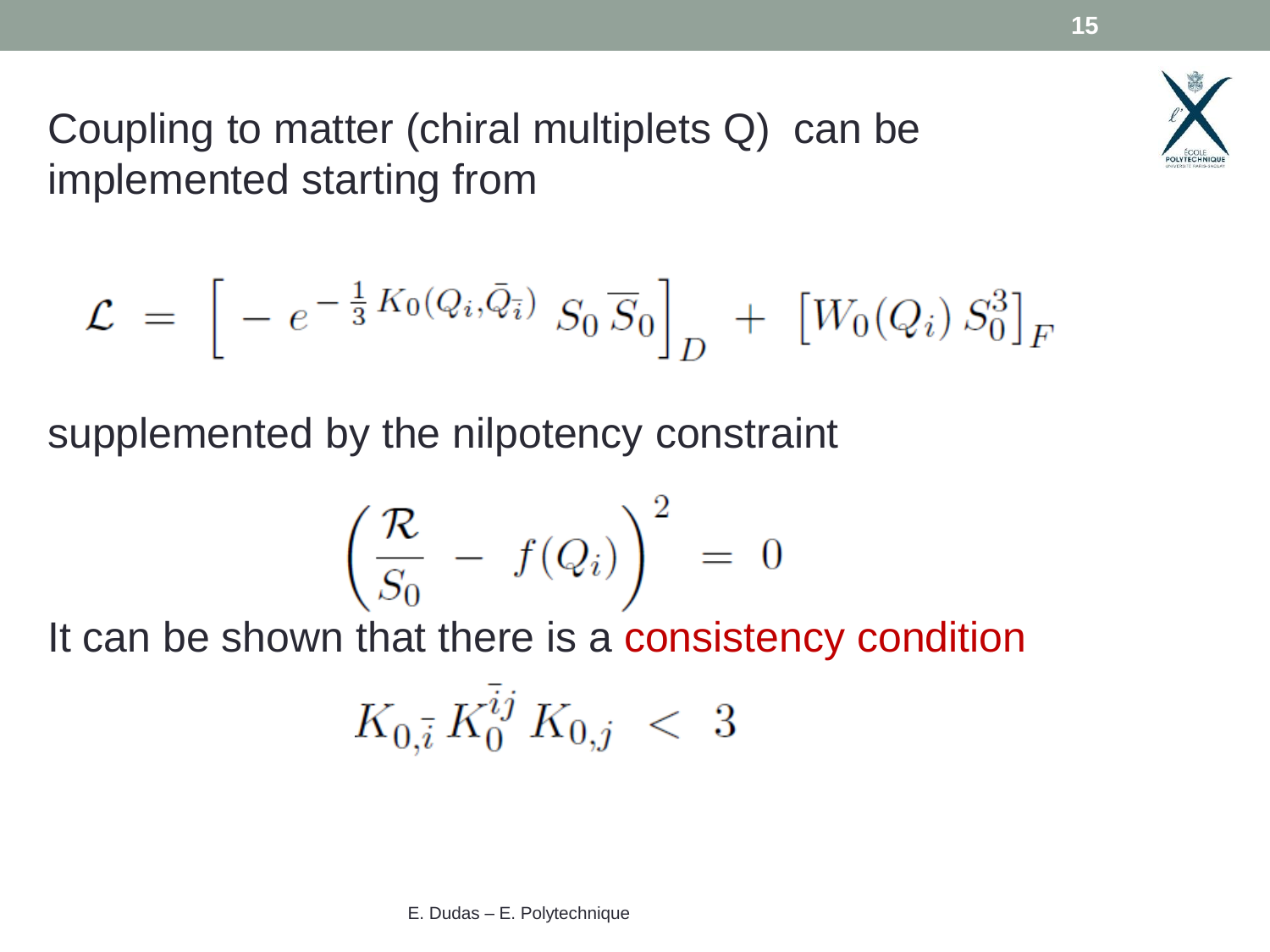Coupling to matter (chiral multiplets Q) can be implemented starting from

$$\mathcal{L} = \Big[ - e^{-\frac{1}{3} K_0(Q_i, \bar{Q}_{\bar{i}})} \, S_0 \, \overline{S}_0 \Big]_D + \big[ W_0(Q_i) \, S_0^3 \big]_F$$

supplemented by the nilpotency constraint

$$\left( \frac{\mathcal{R}}{S_0} - f(Q_i) \right)^2 = 0$$

It can be shown that there is a consistency condition

$$K_{0,\bar{i}} \, K_0^{\bar{i}j} \, K_{0,j} < 3$$

E. Dudas – E. Polytechnique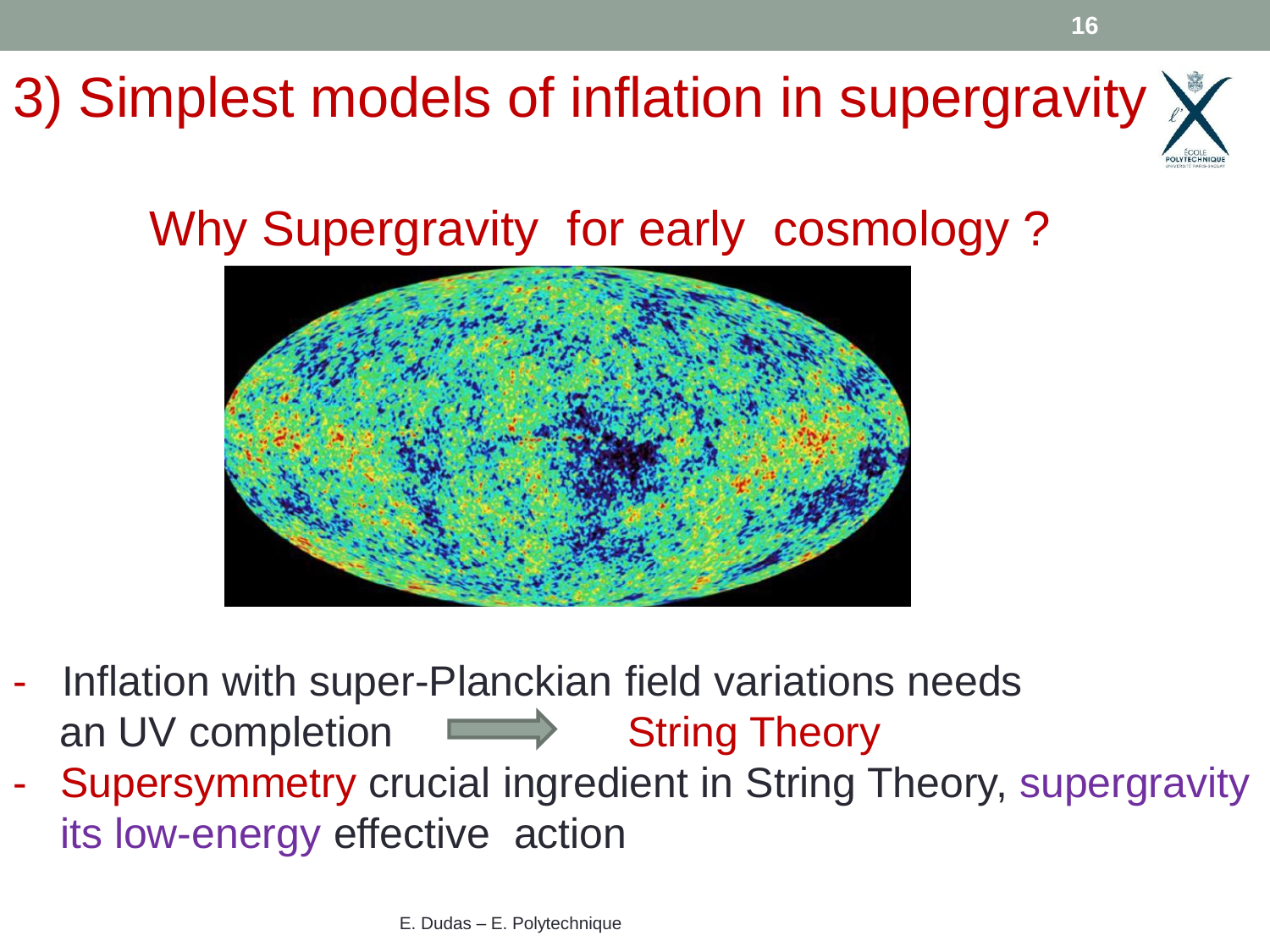# 3) Simplest models of inflation in supergravity

## Why Supergravity for early cosmology ?

- Inflation with super-Planckian field variations needs an UV completion ⟹ String Theory
- Supersymmetry crucial ingredient in String Theory, supergravity its low-energy effective action

E. Dudas – E. Polytechnique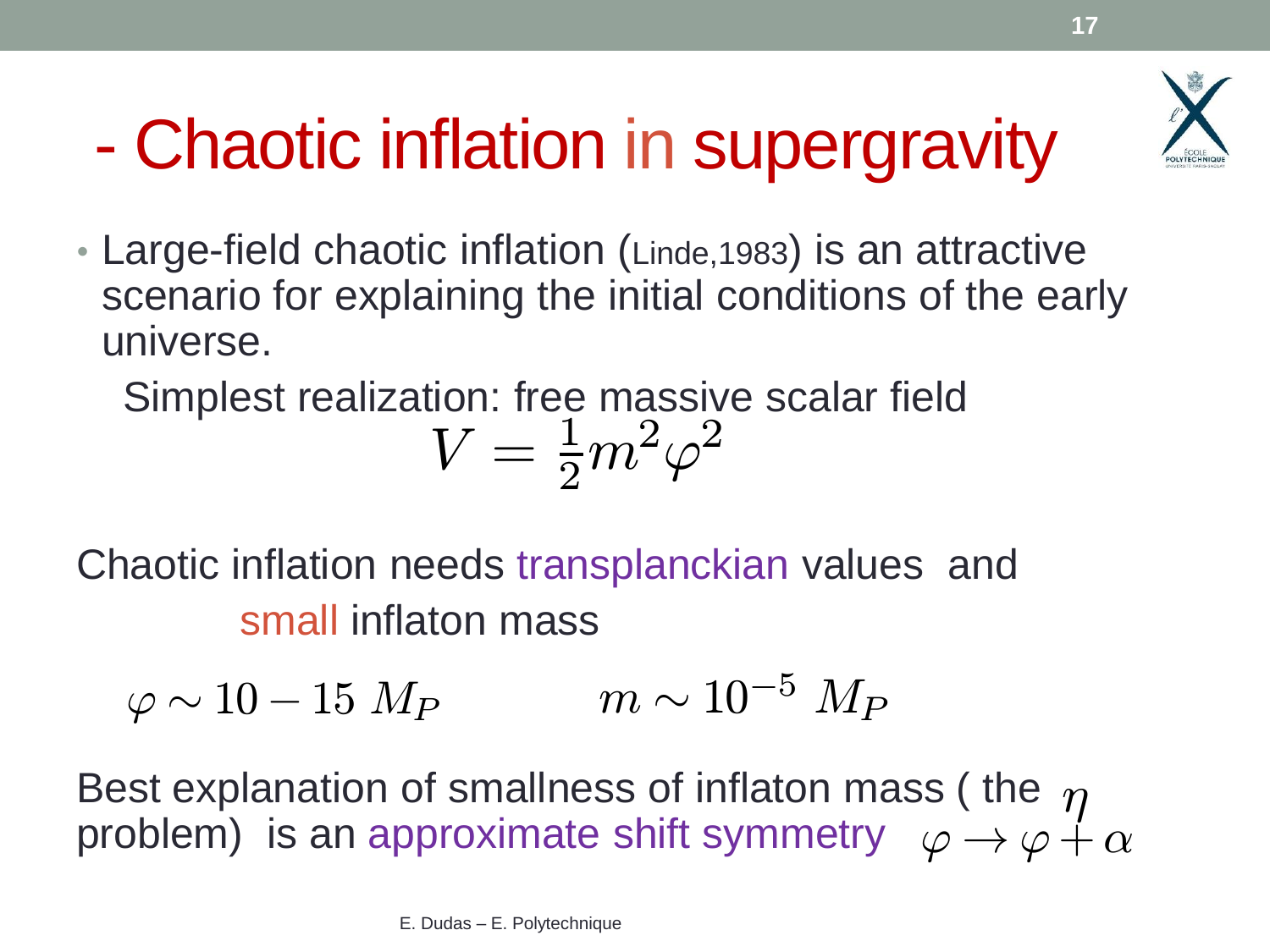# - Chaotic inflation in supergravity

- Large-field chaotic inflation (Linde,1983) is an attractive scenario for explaining the initial conditions of the early universe.

  Simplest realization: free massive scalar field

$$V = \frac{1}{2} m^2 \varphi^2$$

Chaotic inflation needs transplanckian values and small inflaton mass

$$\varphi \sim 10 - 15 \ M_P \qquad\qquad m \sim 10^{-5} \ M_P$$

Best explanation of smallness of inflaton mass ( the $\eta$ problem) is an approximate shift symmetry $\varphi \to \varphi + \alpha$

E. Dudas – E. Polytechnique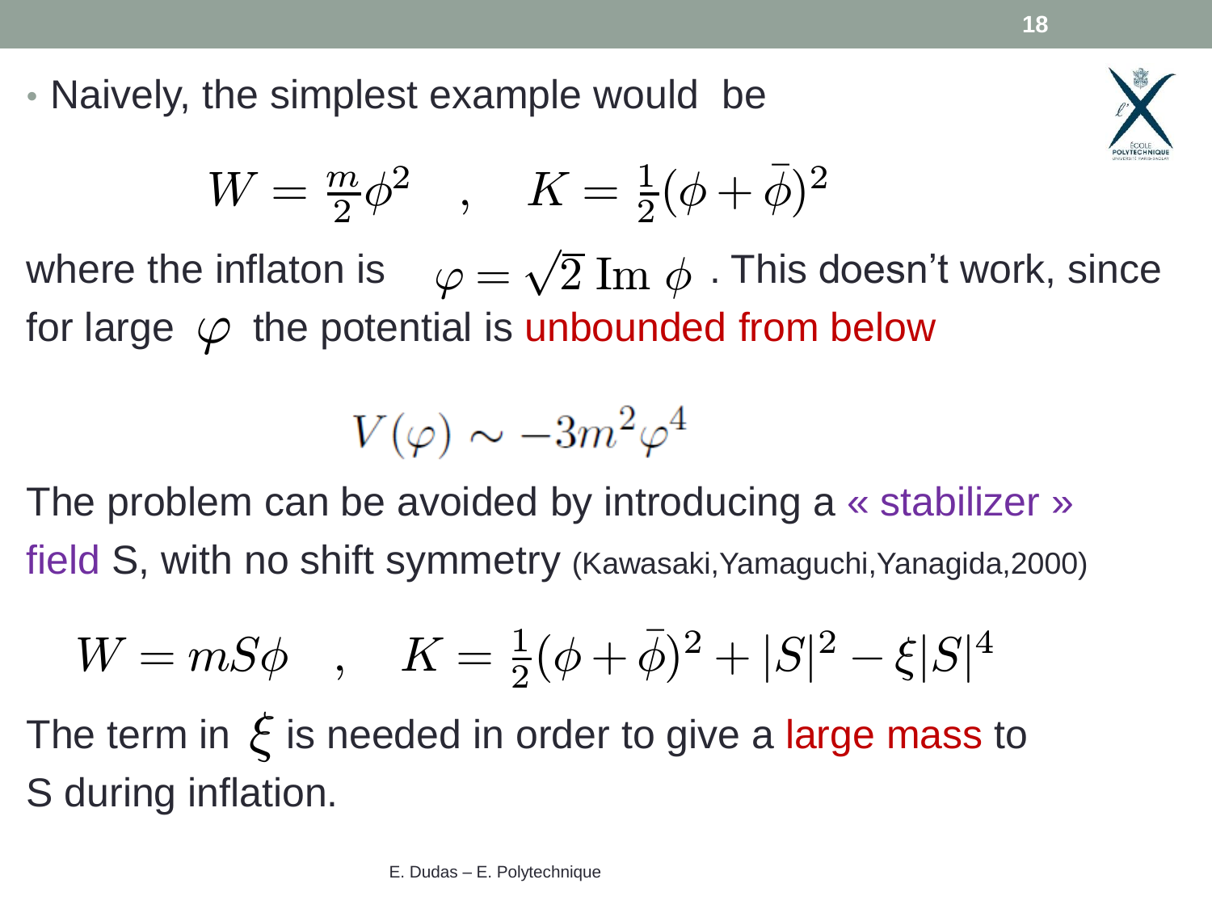- Naively, the simplest example would be

$$W = \frac{m}{2}\phi^2 \quad , \quad K = \frac{1}{2}(\phi + \bar{\phi})^2$$

where the inflaton is $\varphi = \sqrt{2}\ \mathrm{Im}\ \phi$ . This doesn't work, since for large $\varphi$ the potential is unbounded from below

$$V(\varphi) \sim -3m^2\varphi^4$$

The problem can be avoided by introducing a « stabilizer » field S, with no shift symmetry (Kawasaki,Yamaguchi,Yanagida,2000)

$$W = mS\phi \quad , \quad K = \frac{1}{2}(\phi + \bar{\phi})^2 + |S|^2 - \xi|S|^4$$

The term in $\xi$ is needed in order to give a large mass to S during inflation.

E. Dudas – E. Polytechnique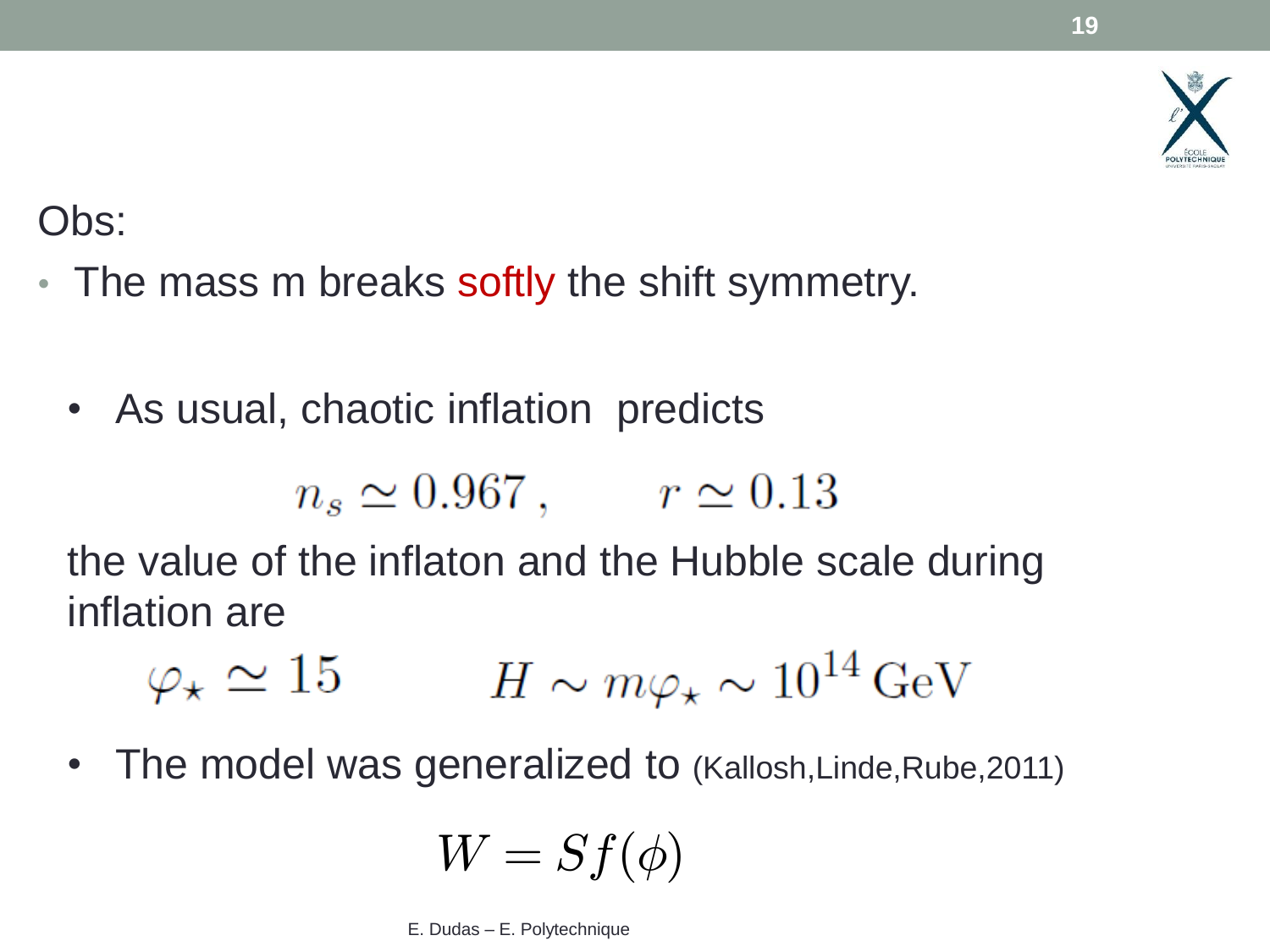Obs:

- The mass m breaks softly the shift symmetry.

- As usual, chaotic inflation predicts

$$n_s \simeq 0.967\,, \qquad r \simeq 0.13$$

the value of the inflaton and the Hubble scale during inflation are

$$\varphi_\star \simeq 15 \qquad\qquad H \sim m\varphi_\star \sim 10^{14}\,\mathrm{GeV}$$

- The model was generalized to (Kallosh,Linde,Rube,2011)

$$W = Sf(\phi)$$

E. Dudas – E. Polytechnique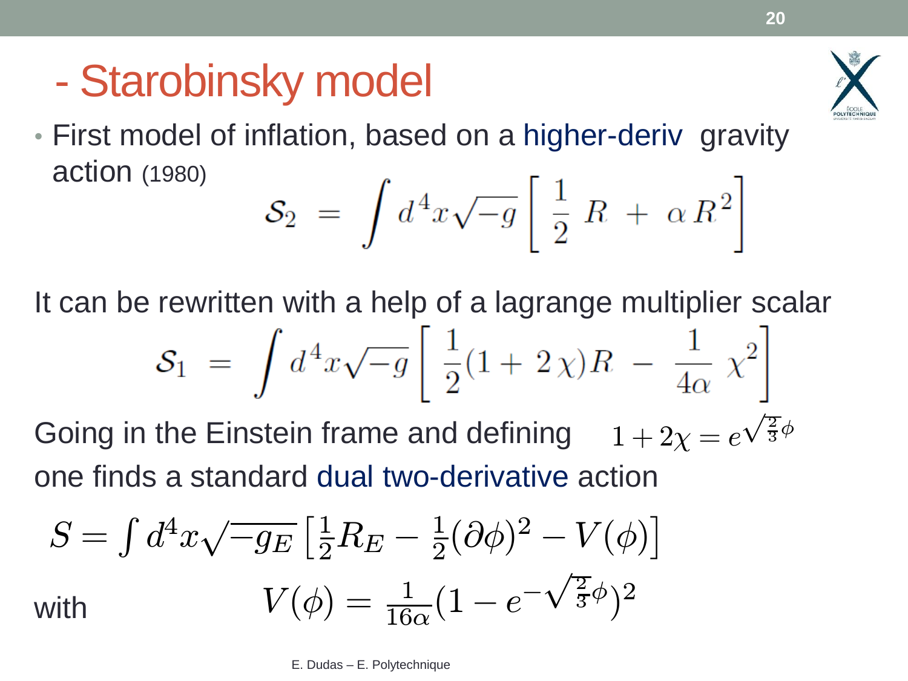# - Starobinsky model

- First model of inflation, based on a higher-deriv gravity action (1980)

$$\mathcal{S}_2 \ = \ \int d^4x \sqrt{-g} \left[ \ \frac{1}{2} \ R \ + \ \alpha \, R^2 \right]$$

It can be rewritten with a help of a lagrange multiplier scalar

$$\mathcal{S}_1 \ = \ \int d^4x \sqrt{-g} \left[ \ \frac{1}{2}(1 + \ 2\,\chi) R \ - \ \frac{1}{4\alpha} \ \chi^2 \right]$$

Going in the Einstein frame and defining $1 + 2\chi = e^{\sqrt{\frac{2}{3}}\phi}$
one finds a standard dual two-derivative action

$$S = \int d^4x \sqrt{-g_E} \left[ \frac{1}{2} R_E - \frac{1}{2} (\partial \phi)^2 - V(\phi) \right]$$

with $$V(\phi) = \frac{1}{16\alpha} (1 - e^{-\sqrt{\frac{2}{3}}\phi})^2$$

E. Dudas – E. Polytechnique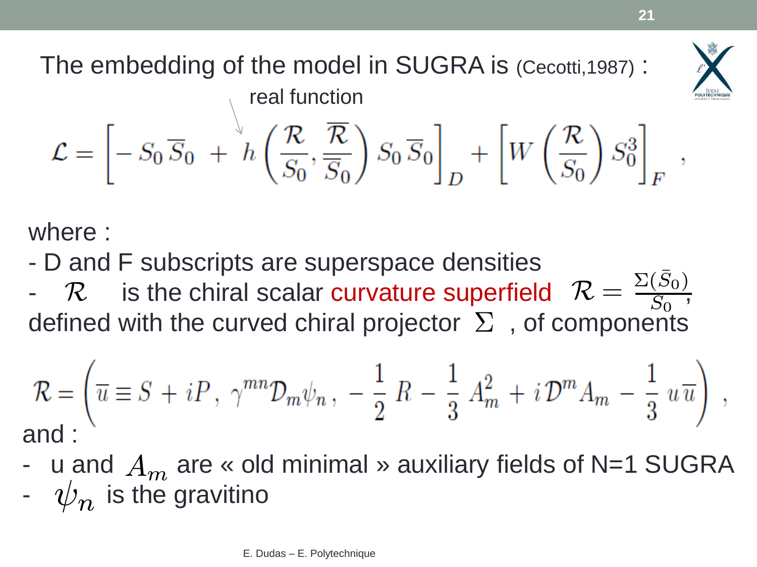The embedding of the model in SUGRA is (Cecotti,1987) :

real function

$$\mathcal{L} = \left[ - S_0\, \overline{S}_0 \; + \; h\left( \frac{\mathcal{R}}{S_0}, \frac{\overline{\mathcal{R}}}{\overline{S}_0} \right) S_0\, \overline{S}_0 \right]_D + \left[ W\left( \frac{\mathcal{R}}{S_0} \right) S_0^3 \right]_F \; ,$$

where :

- D and F subscripts are superspace densities
- $\mathcal{R}$ is the chiral scalar curvature superfield $\mathcal{R} = \frac{\Sigma(\bar{S}_0)}{S_0}$, defined with the curved chiral projector $\Sigma$ , of components

$$\mathcal{R} = \left( \overline{u} \equiv S + iP \,,\; \gamma^{mn} \mathcal{D}_m \psi_n \,,\; - \frac{1}{2}\, R - \frac{1}{3}\, A_m^2 + i\, \mathcal{D}^m A_m - \frac{1}{3}\, u\, \overline{u} \right) \; ,$$

and :

- u and $A_m$ are « old minimal » auxiliary fields of N=1 SUGRA
- $\psi_n$ is the gravitino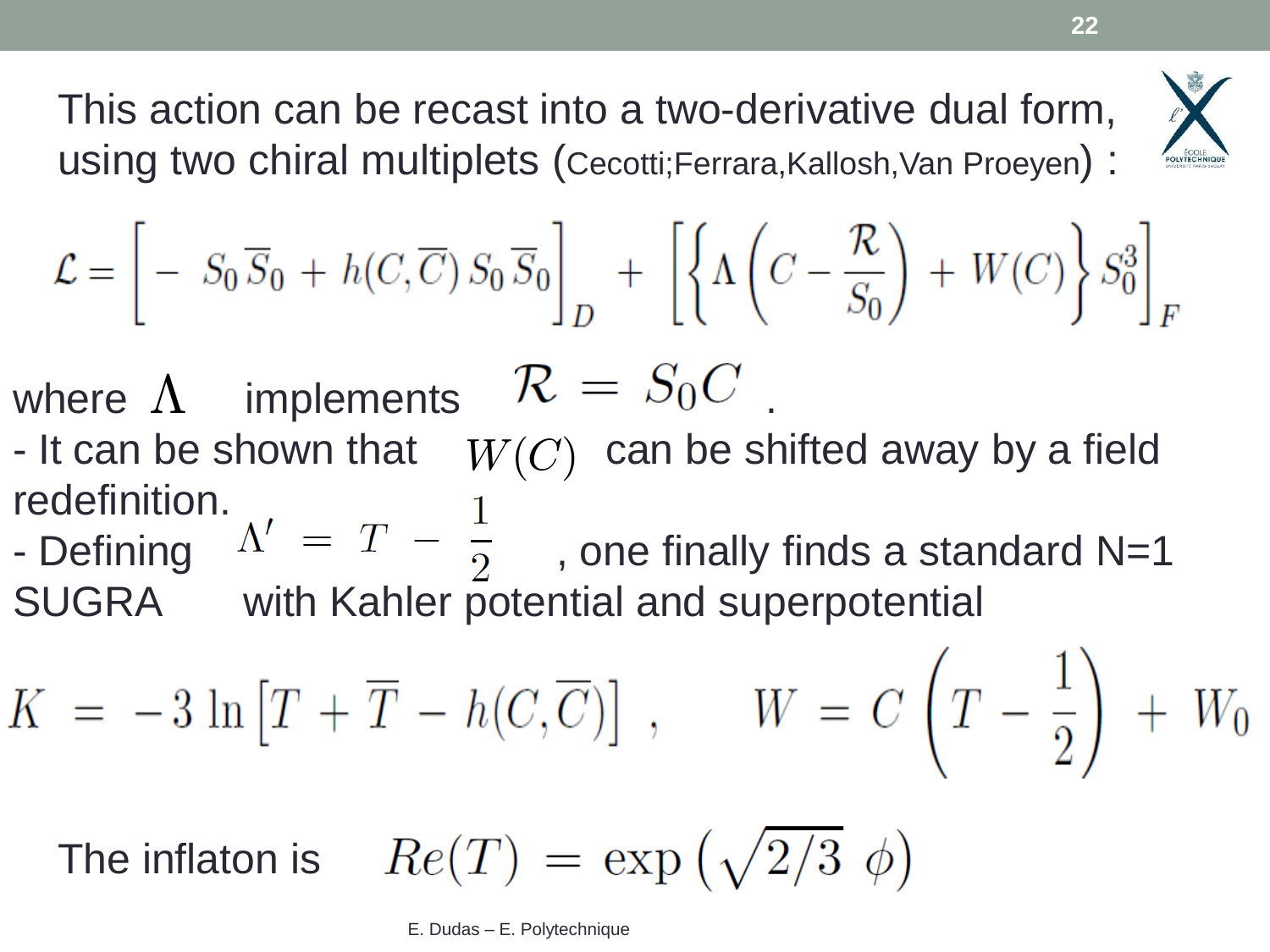This action can be recast into a two-derivative dual form, using two chiral multiplets (Cecotti;Ferrara,Kallosh,Van Proeyen) :

$$\mathcal{L} = \left[ - \; S_0 \overline{S}_0 + h(C,\overline{C}) \, S_0 \overline{S}_0 \right]_D + \left[ \left\{ \Lambda \left( C - \frac{\mathcal{R}}{S_0} \right) + W(C) \right\} S_0^3 \right]_F$$

where $\Lambda$ implements $\mathcal{R} = S_0 C$ .

- It can be shown that $W(C)$ can be shifted away by a field redefinition.
- Defining $\Lambda' = T - \frac{1}{2}$ , one finally finds a standard N=1 SUGRA with Kahler potential and superpotential

$$K = -3 \ln \left[ T + \overline{T} - h(C,\overline{C}) \right] , \qquad W = C \left( T - \frac{1}{2} \right) + W_0$$

The inflaton is $Re(T) = \exp\left( \sqrt{2/3} \; \phi \right)$

E. Dudas – E. Polytechnique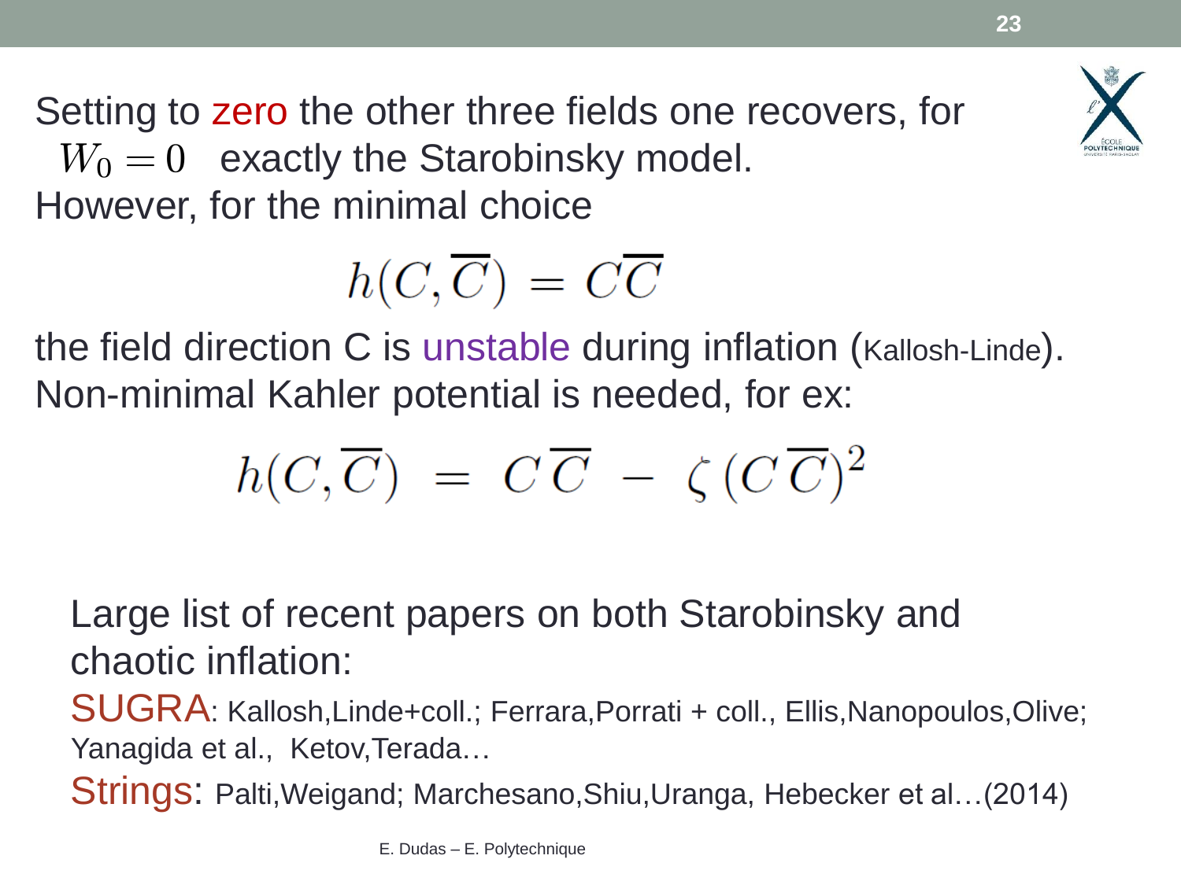Setting to zero the other three fields one recovers, for $W_0 = 0$ exactly the Starobinsky model.
However, for the minimal choice

$$h(C,\overline{C}) = C\overline{C}$$

the field direction C is unstable during inflation (Kallosh-Linde).
Non-minimal Kahler potential is needed, for ex:

$$h(C,\overline{C}) \; = \; C\,\overline{C} \; - \; \zeta\,(C\,\overline{C})^2$$

Large list of recent papers on both Starobinsky and chaotic inflation:

SUGRA: Kallosh,Linde+coll.; Ferrara,Porrati + coll., Ellis,Nanopoulos,Olive; Yanagida et al., Ketov,Terada…

Strings: Palti,Weigand; Marchesano,Shiu,Uranga, Hebecker et al…(2014)

E. Dudas – E. Polytechnique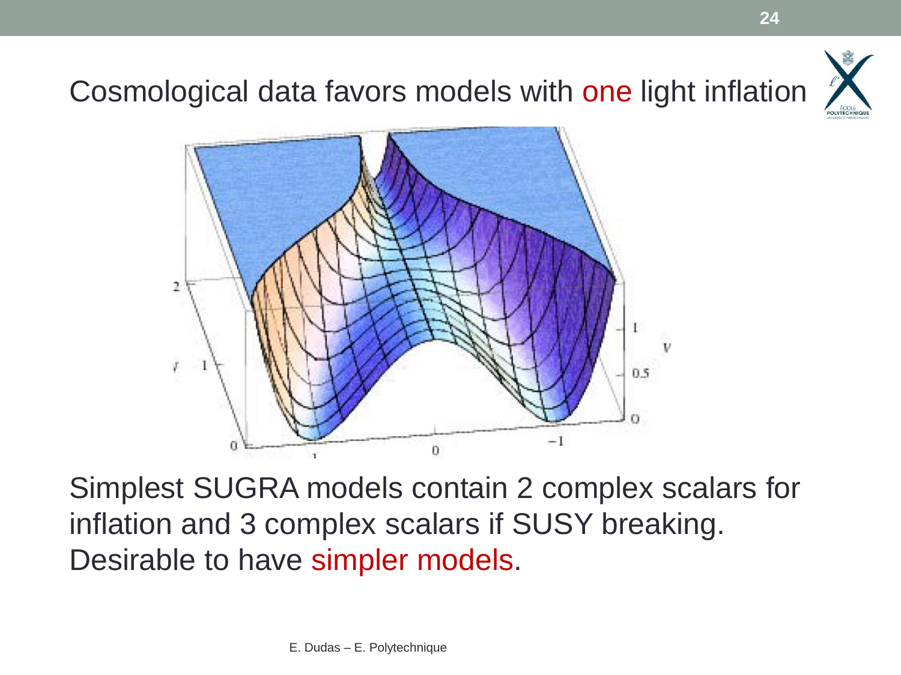# Cosmological data favors models with one light inflation

Simplest SUGRA models contain 2 complex scalars for inflation and 3 complex scalars if SUSY breaking. Desirable to have simpler models.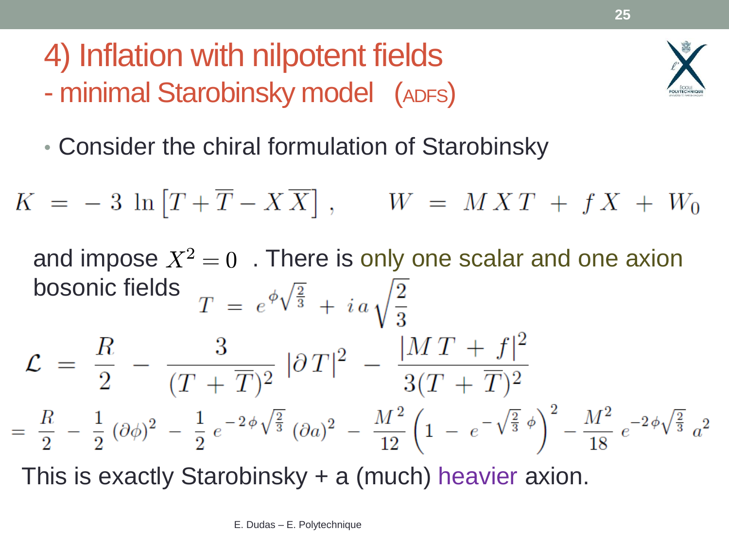# 4) Inflation with nilpotent fields
## - minimal Starobinsky model (ADFS)

- Consider the chiral formulation of Starobinsky

$$K \;=\; -\,3\,\ln\left[T+\overline{T}-X\,\overline{X}\right]\,, \qquad W \;=\; M\,X\,T \;+\; f\,X \;+\; W_0$$

and impose $X^2=0$ . There is only one scalar and one axion bosonic fields

$$T \;=\; e^{\phi\sqrt{\frac{2}{3}}} \;+\; i\,a\sqrt{\frac{2}{3}}$$

$$\mathcal{L} \;=\; \frac{R}{2} \;-\; \frac{3}{(T\,+\,\overline{T})^2}\,|\partial\,T|^2 \;-\; \frac{|M\,T\,+\,f|^2}{3(T\,+\,\overline{T})^2}$$

$$= \frac{R}{2} \;-\; \frac{1}{2}\,(\partial\phi)^2 \;-\; \frac{1}{2}\,e^{-\,2\,\phi\sqrt{\frac{2}{3}}}\,(\partial a)^2 \;-\; \frac{M^2}{12}\left(1 \;-\; e^{-\sqrt{\frac{2}{3}}\,\phi}\right)^2 - \frac{M^2}{18}\,e^{-2\,\phi\sqrt{\frac{2}{3}}}\,a^2$$

This is exactly Starobinsky + a (much) heavier axion.

E. Dudas – E. Polytechnique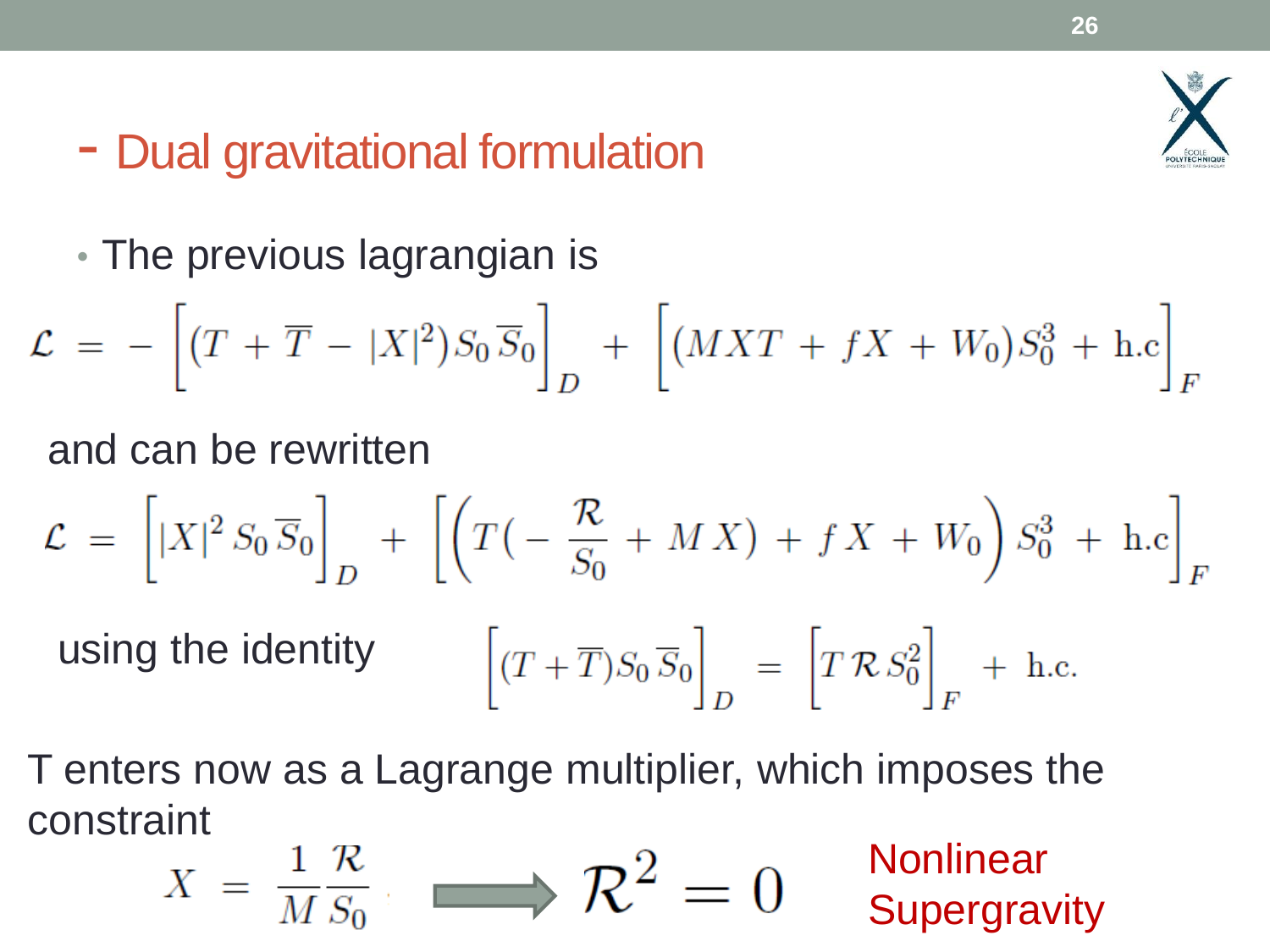## - Dual gravitational formulation

- The previous lagrangian is

$$\mathcal{L} = - \left[ (T + \overline{T} - |X|^2) S_0 \overline{S}_0 \right]_D + \left[ (MXT + fX + W_0) S_0^3 + \text{h.c} \right]_F$$

and can be rewritten

$$\mathcal{L} = \left[ |X|^2 S_0 \overline{S}_0 \right]_D + \left[ \left( T(-\frac{\mathcal{R}}{S_0} + M X) + f X + W_0 \right) S_0^3 + \text{h.c} \right]_F$$

using the identity
$$\left[ (T + \overline{T}) S_0 \overline{S}_0 \right]_D = \left[ T \mathcal{R} S_0^2 \right]_F + \text{h.c.}$$

T enters now as a Lagrange multiplier, which imposes the constraint

$$X = \frac{1}{M} \frac{\mathcal{R}}{S_0} \Longrightarrow \mathcal{R}^2 = 0$$

Nonlinear Supergravity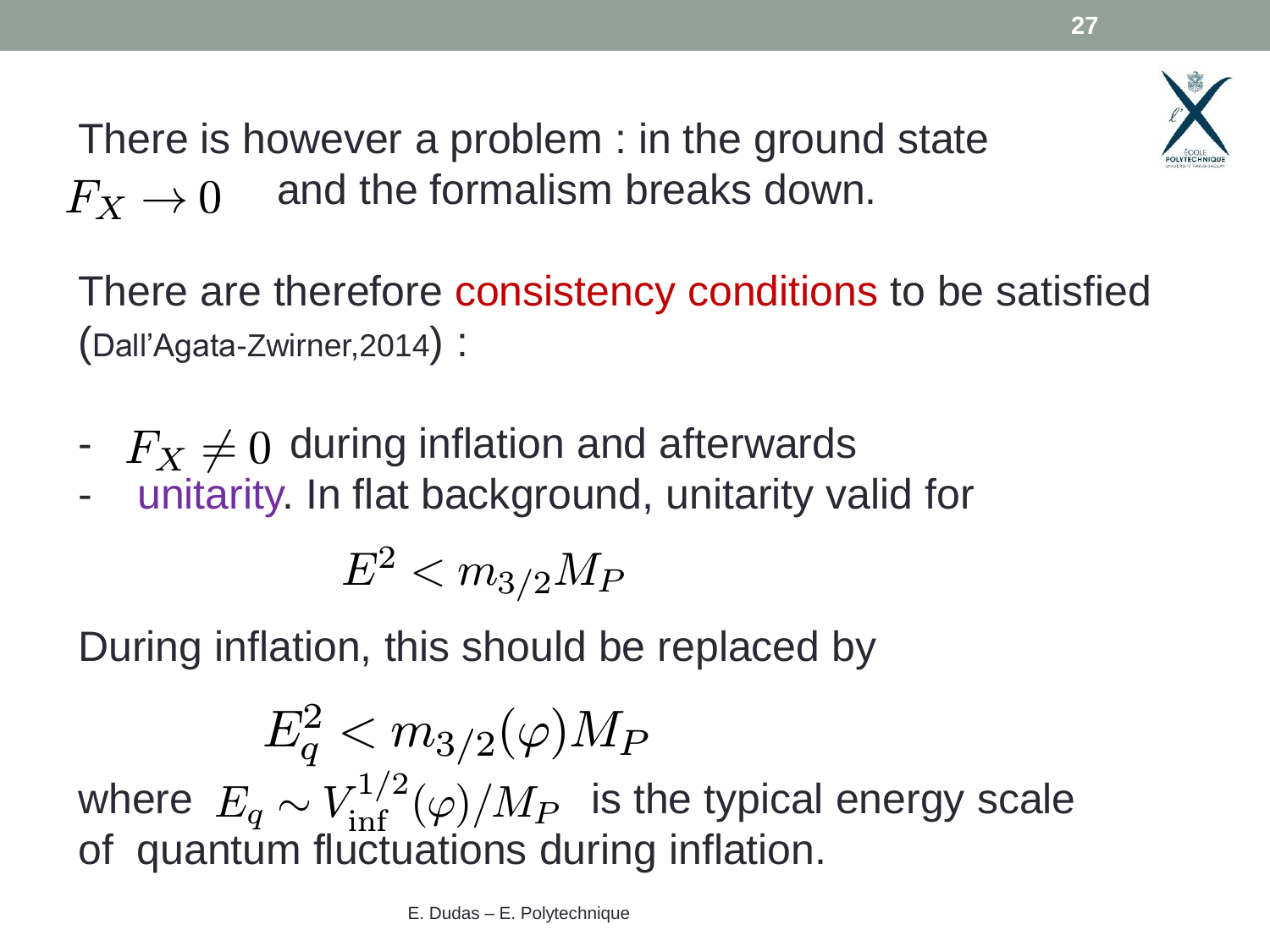There is however a problem : in the ground state $F_X \to 0$ and the formalism breaks down.

There are therefore consistency conditions to be satisfied (Dall'Agata-Zwirner,2014) :

- $F_X \neq 0$ during inflation and afterwards
- unitarity. In flat background, unitarity valid for

$$E^2 < m_{3/2} M_P$$

During inflation, this should be replaced by

$$E_q^2 < m_{3/2}(\varphi) M_P$$

where $E_q \sim V_{\rm inf}^{1/2}(\varphi)/M_P$ is the typical energy scale of quantum fluctuations during inflation.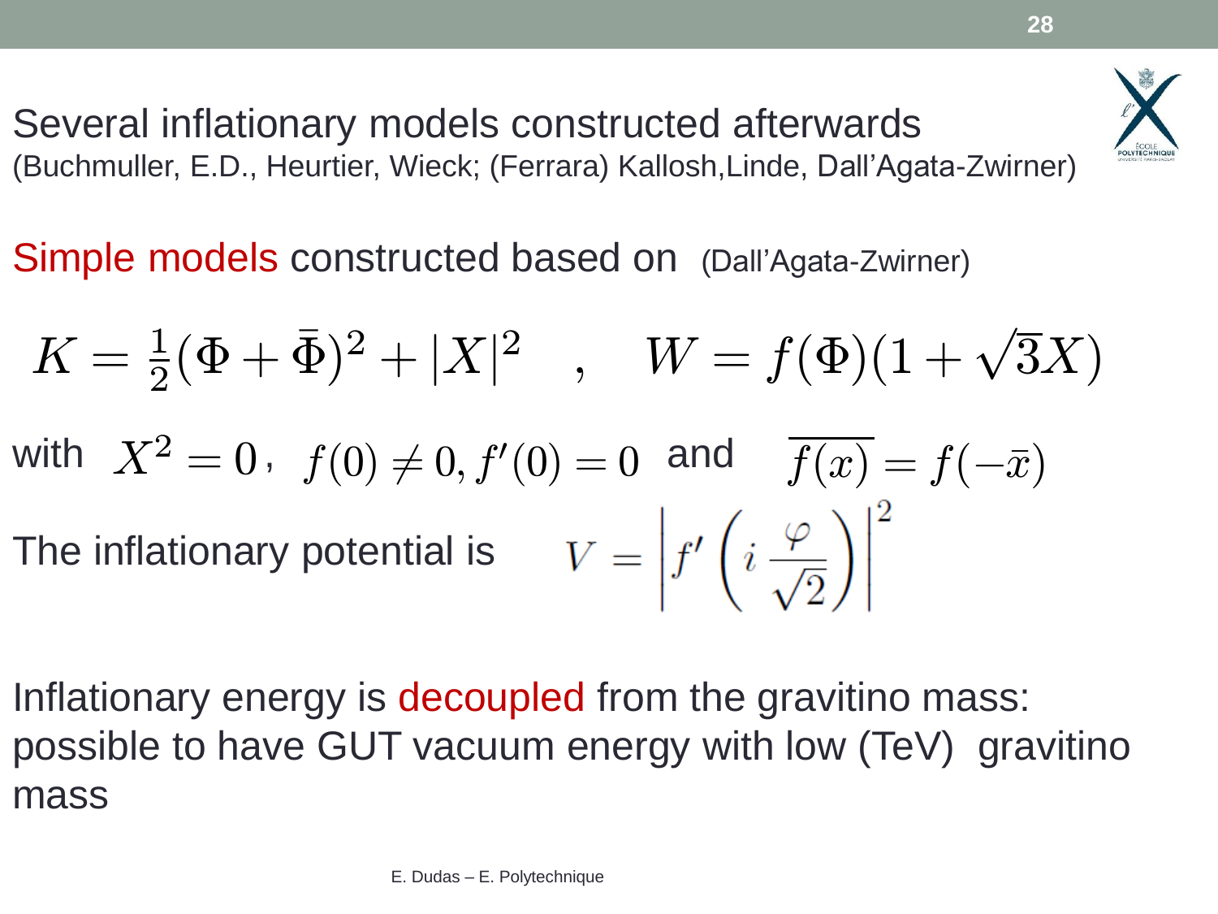Several inflationary models constructed afterwards
(Buchmuller, E.D., Heurtier, Wieck; (Ferrara) Kallosh,Linde, Dall'Agata-Zwirner)

Simple models constructed based on (Dall'Agata-Zwirner)

$$K = \frac{1}{2}(\Phi + \bar{\Phi})^2 + |X|^2 \quad , \quad W = f(\Phi)(1 + \sqrt{3}X)$$

with $X^2 = 0$, $f(0) \neq 0, f'(0) = 0$ and $\overline{f(x)} = f(-\bar{x})$

The inflationary potential is $V = \left| f'\left(i\,\frac{\varphi}{\sqrt{2}}\right)\right|^2$

Inflationary energy is decoupled from the gravitino mass: possible to have GUT vacuum energy with low (TeV) gravitino mass

E. Dudas – E. Polytechnique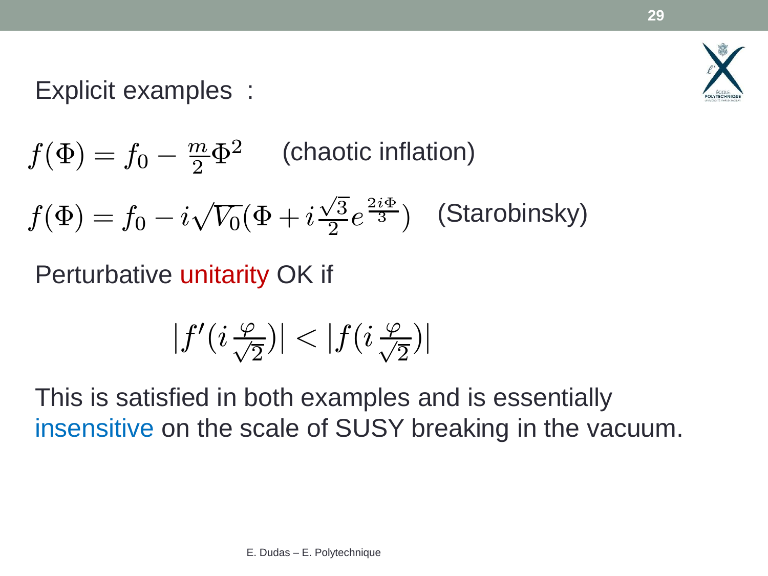Explicit examples :

$$f(\Phi) = f_0 - \frac{m}{2}\Phi^2 \quad \text{(chaotic inflation)}$$

$$f(\Phi) = f_0 - i\sqrt{V_0}(\Phi + i\frac{\sqrt{3}}{2}e^{\frac{2i\Phi}{3}}) \quad \text{(Starobinsky)}$$

Perturbative unitarity OK if

$$|f'(i\frac{\varphi}{\sqrt{2}})| < |f(i\frac{\varphi}{\sqrt{2}})|$$

This is satisfied in both examples and is essentially insensitive on the scale of SUSY breaking in the vacuum.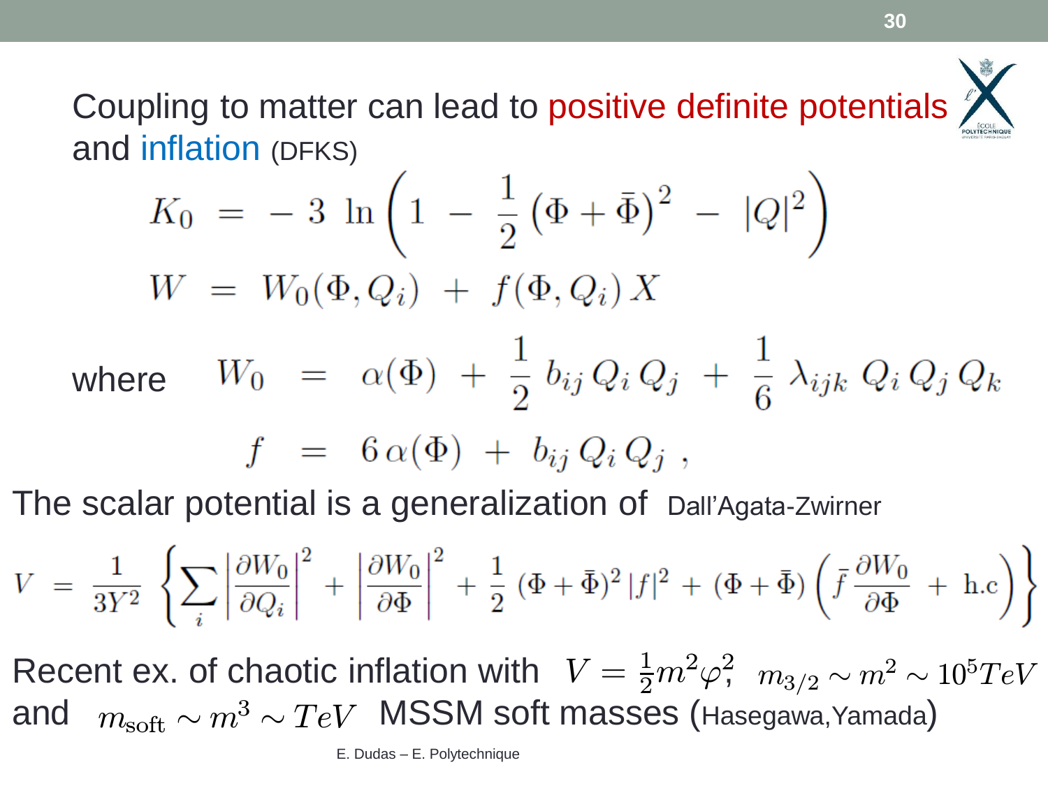Coupling to matter can lead to positive definite potentials and inflation (DFKS)

$$K_0 \;=\; -\,3\;\ln\left(1\;-\;\frac{1}{2}\,(\Phi+\bar{\Phi})^2\;-\;|Q|^2\right)$$

$$W \;=\; W_0(\Phi, Q_i)\;+\;f(\Phi, Q_i)\,X$$

where

$$W_0 \;=\; \alpha(\Phi)\;+\;\frac{1}{2}\,b_{ij}\,Q_i\,Q_j\;+\;\frac{1}{6}\,\lambda_{ijk}\,Q_i\,Q_j\,Q_k$$

$$f \;=\; 6\,\alpha(\Phi)\;+\;b_{ij}\,Q_i\,Q_j\;,$$

The scalar potential is a generalization of Dall'Agata-Zwirner

$$V \;=\; \frac{1}{3Y^2}\left\{\sum_i\left|\frac{\partial W_0}{\partial Q_i}\right|^2+\left|\frac{\partial W_0}{\partial \Phi}\right|^2+\frac{1}{2}\,(\Phi+\bar{\Phi})^2\,|f|^2+(\Phi+\bar{\Phi})\left(\bar{f}\,\frac{\partial W_0}{\partial \Phi}\;+\;\text{h.c}\right)\right\}$$

Recent ex. of chaotic inflation with $V=\frac{1}{2}m^2\varphi^2$; $m_{3/2}\sim m^2\sim 10^5 TeV$ and $m_{\rm soft}\sim m^3\sim TeV$ MSSM soft masses (Hasegawa,Yamada)

E. Dudas – E. Polytechnique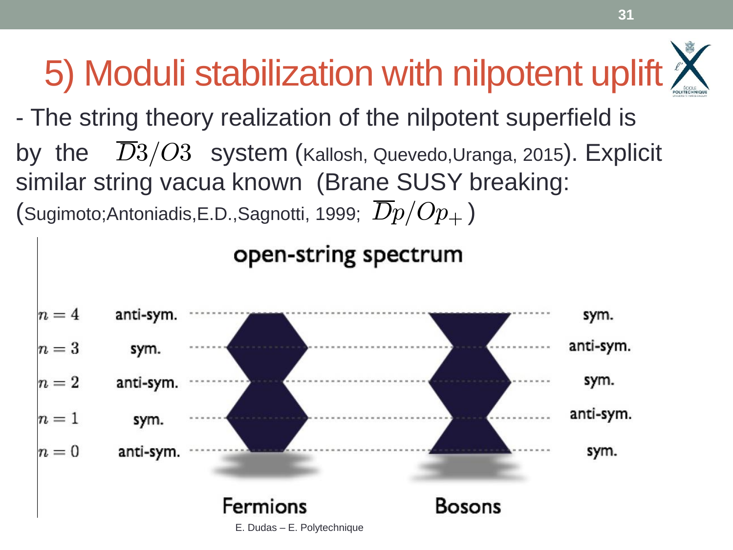# 5) Moduli stabilization with nilpotent uplift

- The string theory realization of the nilpotent superfield is by the $\overline{D}3/O3$ system (Kallosh, Quevedo,Uranga, 2015). Explicit similar string vacua known (Brane SUSY breaking: (Sugimoto;Antoniadis,E.D.,Sagnotti, 1999; $\overline{D}p/Op_+$ )

open-string spectrum

| | Fermions | Bosons |
|---|---|---|
| $n=4$ | anti-sym. | sym. |
| $n=3$ | sym. | anti-sym. |
| $n=2$ | anti-sym. | sym. |
| $n=1$ | sym. | anti-sym. |
| $n=0$ | anti-sym. | sym. |

E. Dudas – E. Polytechnique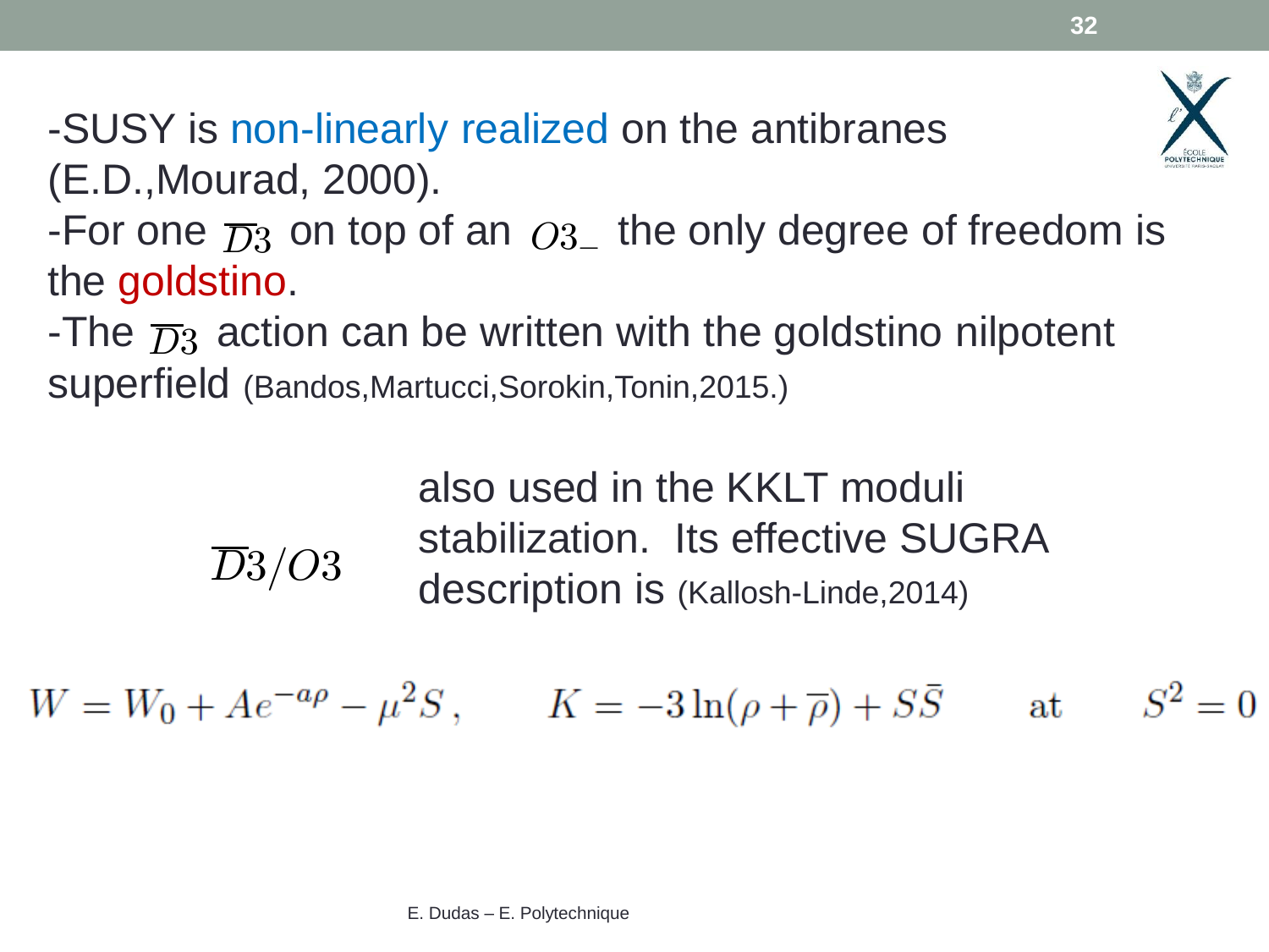-SUSY is non-linearly realized on the antibranes (E.D.,Mourad, 2000).

-For one $\overline{D}3$ on top of an $O3_-$ the only degree of freedom is the goldstino.

-The $\overline{D}3$ action can be written with the goldstino nilpotent superfield (Bandos,Martucci,Sorokin,Tonin,2015.)

$\overline{D}3/O3$ also used in the KKLT moduli stabilization. Its effective SUGRA description is (Kallosh-Linde,2014)

$$W = W_0 + A e^{-a\rho} - \mu^2 S \,, \qquad K = -3 \ln(\rho + \overline{\rho}) + S\bar{S} \qquad \text{at} \qquad S^2 = 0$$

E. Dudas – E. Polytechnique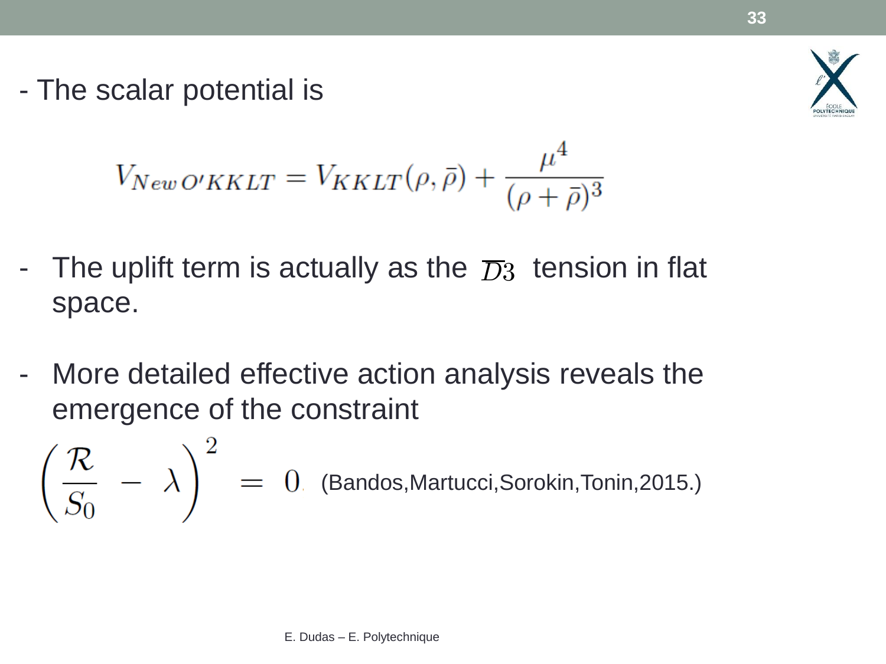- The scalar potential is

$$V_{New\,O'KKLT} = V_{KKLT}(\rho, \bar{\rho}) + \frac{\mu^4}{(\rho + \bar{\rho})^3}$$

- The uplift term is actually as the $\overline{D}3$ tension in flat space.

- More detailed effective action analysis reveals the emergence of the constraint

$$\left( \frac{\mathcal{R}}{S_0} - \lambda \right)^2 = 0$$

(Bandos,Martucci,Sorokin,Tonin,2015.)

E. Dudas – E. Polytechnique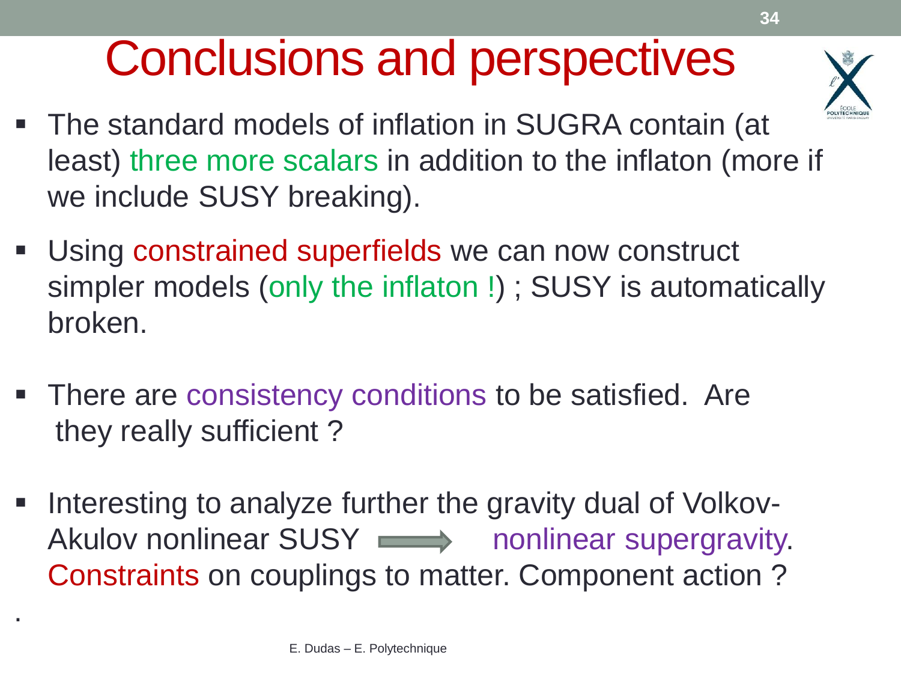# Conclusions and perspectives

- The standard models of inflation in SUGRA contain (at least) three more scalars in addition to the inflaton (more if we include SUSY breaking).

- Using constrained superfields we can now construct simpler models (only the inflaton !) ; SUSY is automatically broken.

- There are consistency conditions to be satisfied. Are they really sufficient ?

- Interesting to analyze further the gravity dual of Volkov-Akulov nonlinear SUSY $\Longrightarrow$ nonlinear supergravity. Constraints on couplings to matter. Component action ?

.

E. Dudas – E. Polytechnique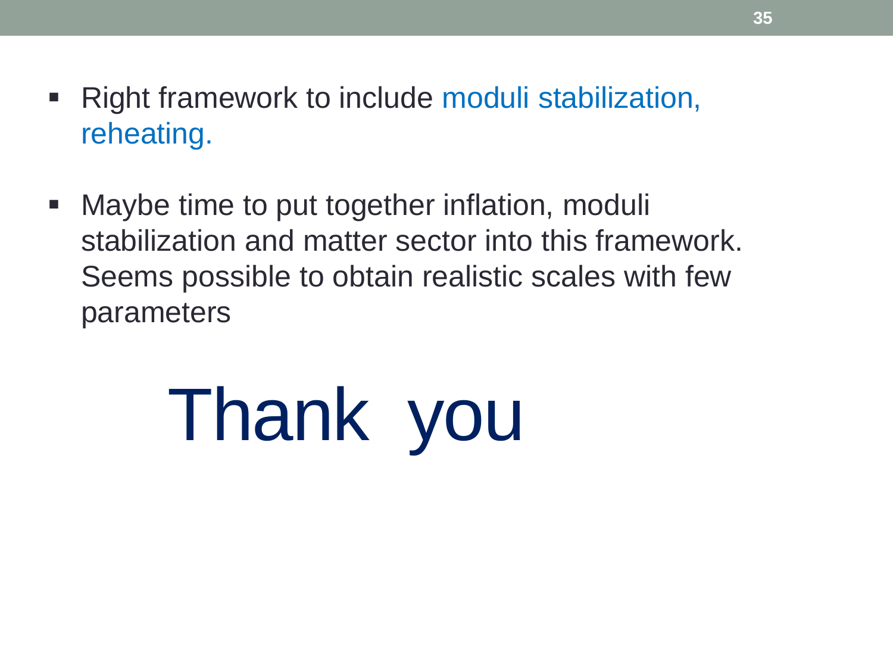- Right framework to include moduli stabilization, reheating.

- Maybe time to put together inflation, moduli stabilization and matter sector into this framework. Seems possible to obtain realistic scales with few parameters

# Thank you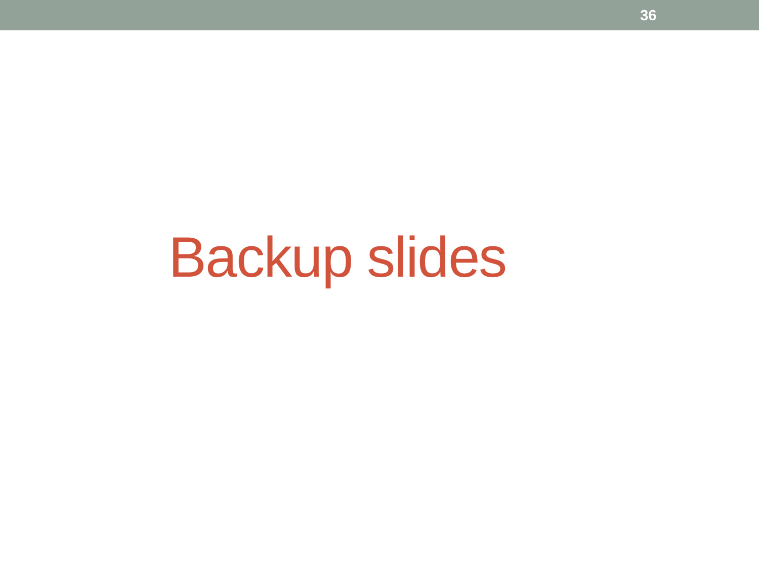# Backup slides